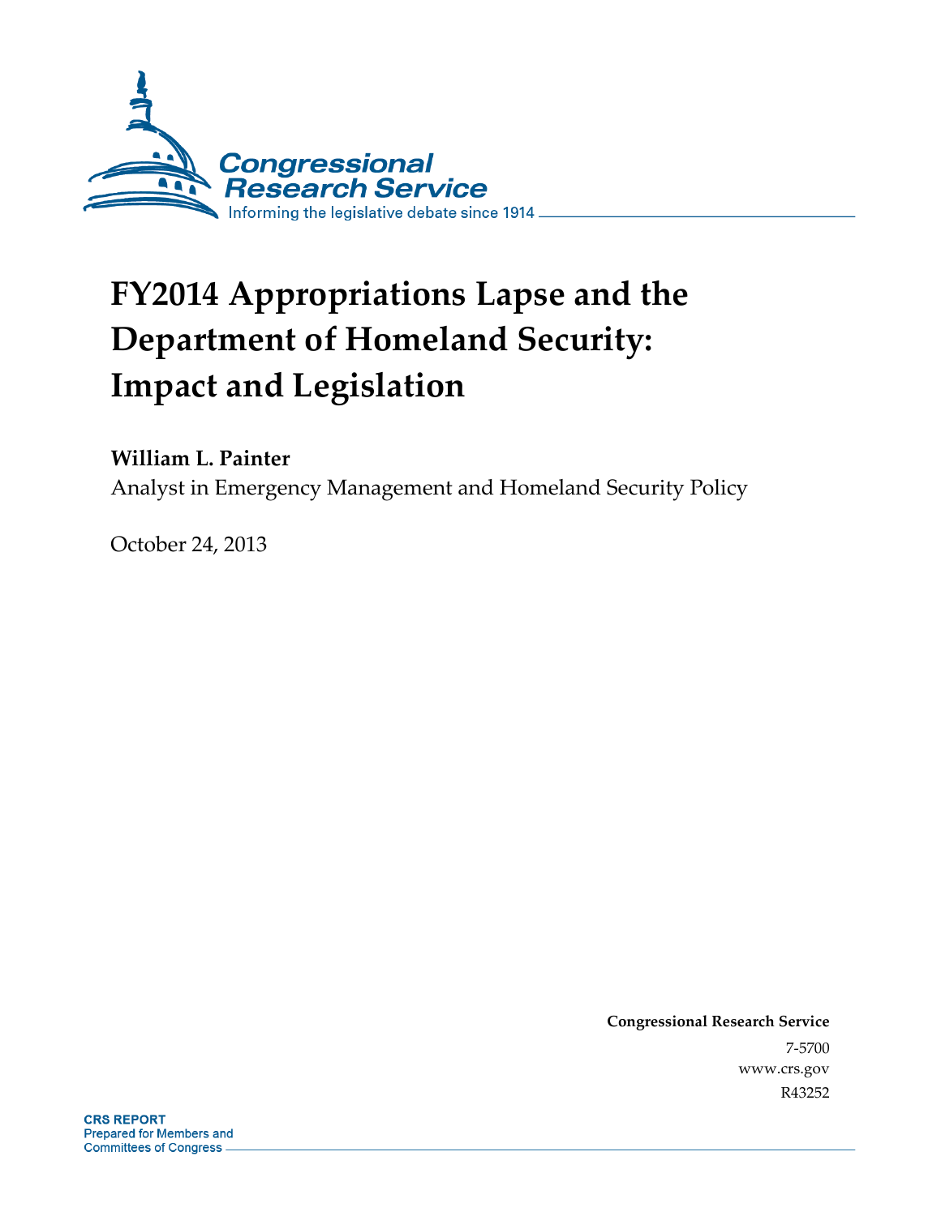Congressional Research Service

Informing the legislative debate since 1914

# FY2014 Appropriations Lapse and the Department of Homeland Security: Impact and Legislation

**William L. Painter**

Analyst in Emergency Management and Homeland Security Policy

October 24, 2013

**Congressional Research Service**

7-5700

www.crs.gov

R43252

**CRS REPORT**

Prepared for Members and Committees of Congress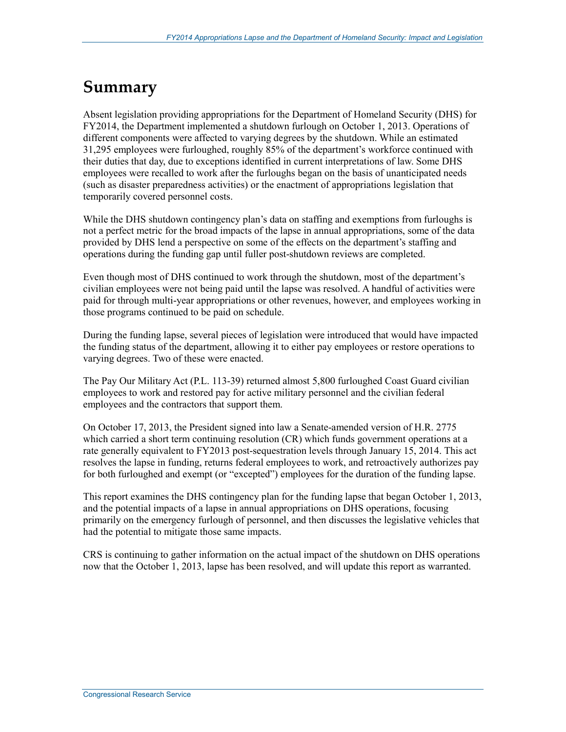# Summary

Absent legislation providing appropriations for the Department of Homeland Security (DHS) for FY2014, the Department implemented a shutdown furlough on October 1, 2013. Operations of different components were affected to varying degrees by the shutdown. While an estimated 31,295 employees were furloughed, roughly 85% of the department's workforce continued with their duties that day, due to exceptions identified in current interpretations of law. Some DHS employees were recalled to work after the furloughs began on the basis of unanticipated needs (such as disaster preparedness activities) or the enactment of appropriations legislation that temporarily covered personnel costs.

While the DHS shutdown contingency plan's data on staffing and exemptions from furloughs is not a perfect metric for the broad impacts of the lapse in annual appropriations, some of the data provided by DHS lend a perspective on some of the effects on the department's staffing and operations during the funding gap until fuller post-shutdown reviews are completed.

Even though most of DHS continued to work through the shutdown, most of the department's civilian employees were not being paid until the lapse was resolved. A handful of activities were paid for through multi-year appropriations or other revenues, however, and employees working in those programs continued to be paid on schedule.

During the funding lapse, several pieces of legislation were introduced that would have impacted the funding status of the department, allowing it to either pay employees or restore operations to varying degrees. Two of these were enacted.

The Pay Our Military Act (P.L. 113-39) returned almost 5,800 furloughed Coast Guard civilian employees to work and restored pay for active military personnel and the civilian federal employees and the contractors that support them.

On October 17, 2013, the President signed into law a Senate-amended version of H.R. 2775 which carried a short term continuing resolution (CR) which funds government operations at a rate generally equivalent to FY2013 post-sequestration levels through January 15, 2014. This act resolves the lapse in funding, returns federal employees to work, and retroactively authorizes pay for both furloughed and exempt (or "excepted") employees for the duration of the funding lapse.

This report examines the DHS contingency plan for the funding lapse that began October 1, 2013, and the potential impacts of a lapse in annual appropriations on DHS operations, focusing primarily on the emergency furlough of personnel, and then discusses the legislative vehicles that had the potential to mitigate those same impacts.

CRS is continuing to gather information on the actual impact of the shutdown on DHS operations now that the October 1, 2013, lapse has been resolved, and will update this report as warranted.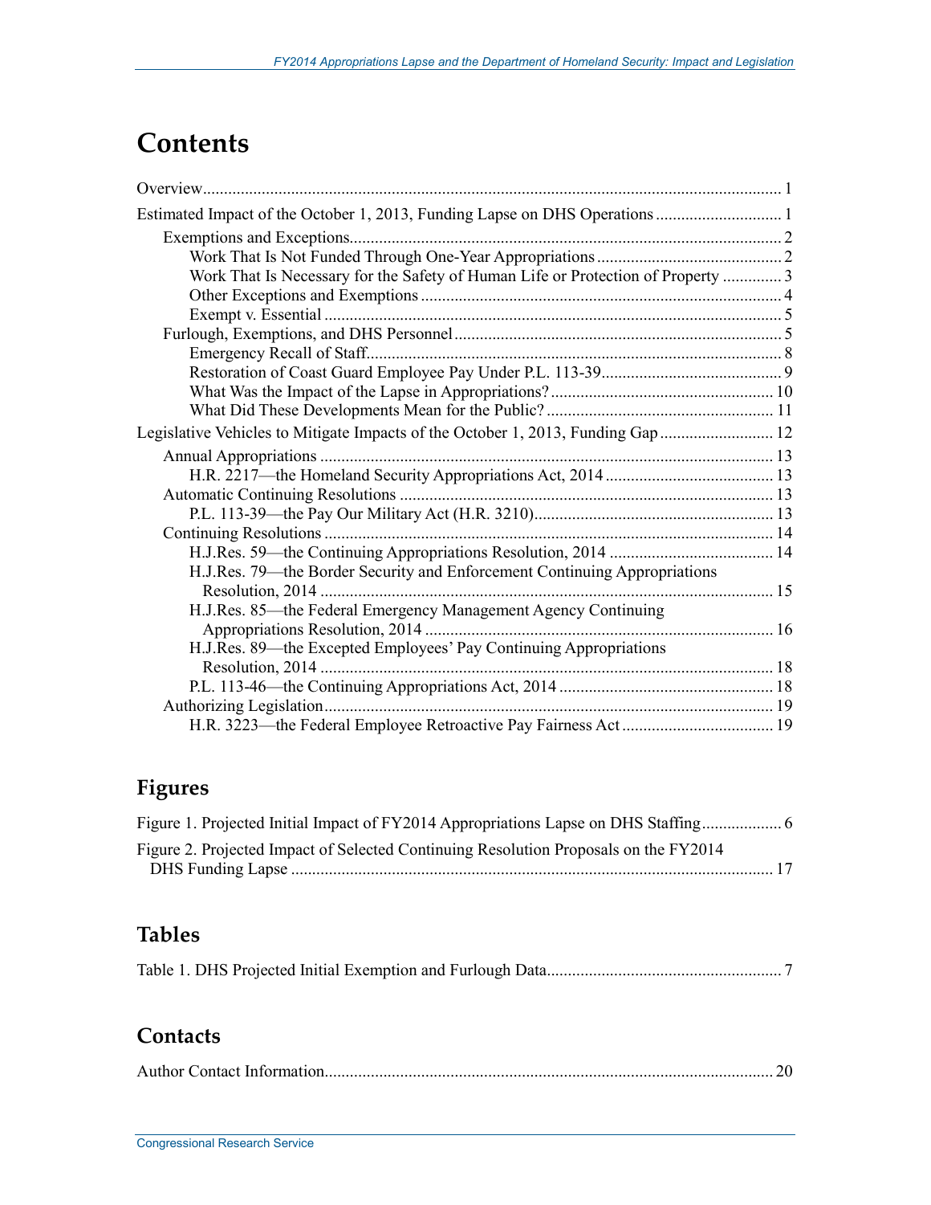# Contents

Overview.......................................................................................................................................... 1

Estimated Impact of the October 1, 2013, Funding Lapse on DHS Operations .............................. 1

- Exemptions and Exceptions...................................................................................................... 2
  - Work That Is Not Funded Through One-Year Appropriations ............................................ 2
  - Work That Is Necessary for the Safety of Human Life or Protection of Property .............. 3
  - Other Exceptions and Exemptions ..................................................................................... 4
  - Exempt v. Essential ............................................................................................................ 5
- Furlough, Exemptions, and DHS Personnel.............................................................................. 5
  - Emergency Recall of Staff.................................................................................................. 8
  - Restoration of Coast Guard Employee Pay Under P.L. 113-39........................................... 9
  - What Was the Impact of the Lapse in Appropriations? ..................................................... 10
  - What Did These Developments Mean for the Public? ...................................................... 11

Legislative Vehicles to Mitigate Impacts of the October 1, 2013, Funding Gap ........................... 12

- Annual Appropriations ............................................................................................................ 13
  - H.R. 2217—the Homeland Security Appropriations Act, 2014 ......................................... 13
- Automatic Continuing Resolutions ......................................................................................... 13
  - P.L. 113-39—the Pay Our Military Act (H.R. 3210).......................................................... 13
- Continuing Resolutions ........................................................................................................... 14
  - H.J.Res. 59—the Continuing Appropriations Resolution, 2014 ........................................ 14
  - H.J.Res. 79—the Border Security and Enforcement Continuing Appropriations Resolution, 2014 ............................................................................................................ 15
  - H.J.Res. 85—the Federal Emergency Management Agency Continuing Appropriations Resolution, 2014 ................................................................................... 16
  - H.J.Res. 89—the Excepted Employees' Pay Continuing Appropriations Resolution, 2014 ............................................................................................................ 18
  - P.L. 113-46—the Continuing Appropriations Act, 2014 ................................................... 18
- Authorizing Legislation........................................................................................................... 19
  - H.R. 3223—the Federal Employee Retroactive Pay Fairness Act .................................... 19

## Figures

Figure 1. Projected Initial Impact of FY2014 Appropriations Lapse on DHS Staffing................... 6

Figure 2. Projected Impact of Selected Continuing Resolution Proposals on the FY2014 DHS Funding Lapse .................................................................................................................. 17

## Tables

Table 1. DHS Projected Initial Exemption and Furlough Data........................................................ 7

## Contacts

Author Contact Information........................................................................................................... 20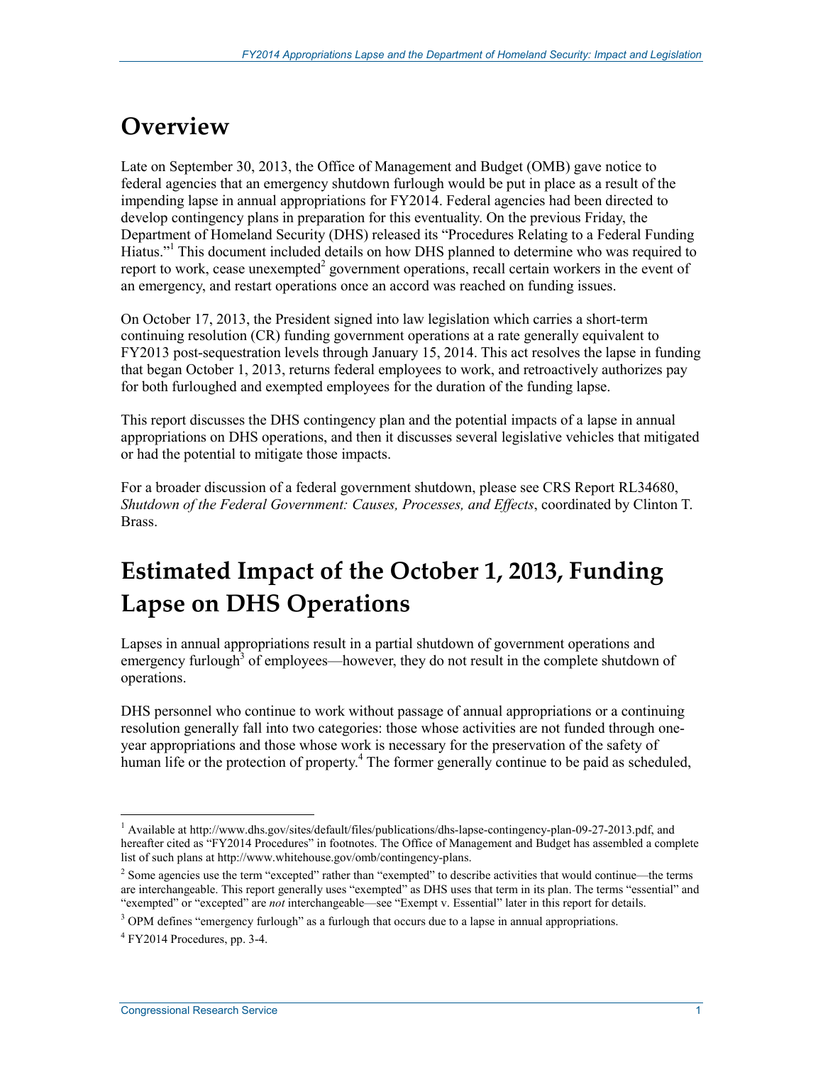# Overview

Late on September 30, 2013, the Office of Management and Budget (OMB) gave notice to federal agencies that an emergency shutdown furlough would be put in place as a result of the impending lapse in annual appropriations for FY2014. Federal agencies had been directed to develop contingency plans in preparation for this eventuality. On the previous Friday, the Department of Homeland Security (DHS) released its "Procedures Relating to a Federal Funding Hiatus."[1] This document included details on how DHS planned to determine who was required to report to work, cease unexempted[2] government operations, recall certain workers in the event of an emergency, and restart operations once an accord was reached on funding issues.

On October 17, 2013, the President signed into law legislation which carries a short-term continuing resolution (CR) funding government operations at a rate generally equivalent to FY2013 post-sequestration levels through January 15, 2014. This act resolves the lapse in funding that began October 1, 2013, returns federal employees to work, and retroactively authorizes pay for both furloughed and exempted employees for the duration of the funding lapse.

This report discusses the DHS contingency plan and the potential impacts of a lapse in annual appropriations on DHS operations, and then it discusses several legislative vehicles that mitigated or had the potential to mitigate those impacts.

For a broader discussion of a federal government shutdown, please see CRS Report RL34680, *Shutdown of the Federal Government: Causes, Processes, and Effects*, coordinated by Clinton T. Brass.

# Estimated Impact of the October 1, 2013, Funding Lapse on DHS Operations

Lapses in annual appropriations result in a partial shutdown of government operations and emergency furlough[3] of employees—however, they do not result in the complete shutdown of operations.

DHS personnel who continue to work without passage of annual appropriations or a continuing resolution generally fall into two categories: those whose activities are not funded through one-year appropriations and those whose work is necessary for the preservation of the safety of human life or the protection of property.[4] The former generally continue to be paid as scheduled,

---

[1] Available at http://www.dhs.gov/sites/default/files/publications/dhs-lapse-contingency-plan-09-27-2013.pdf, and hereafter cited as "FY2014 Procedures" in footnotes. The Office of Management and Budget has assembled a complete list of such plans at http://www.whitehouse.gov/omb/contingency-plans.

[2] Some agencies use the term "excepted" rather than "exempted" to describe activities that would continue—the terms are interchangeable. This report generally uses "exempted" as DHS uses that term in its plan. The terms "essential" and "exempted" or "excepted" are *not* interchangeable—see "Exempt v. Essential" later in this report for details.

[3] OPM defines "emergency furlough" as a furlough that occurs due to a lapse in annual appropriations.

[4] FY2014 Procedures, pp. 3-4.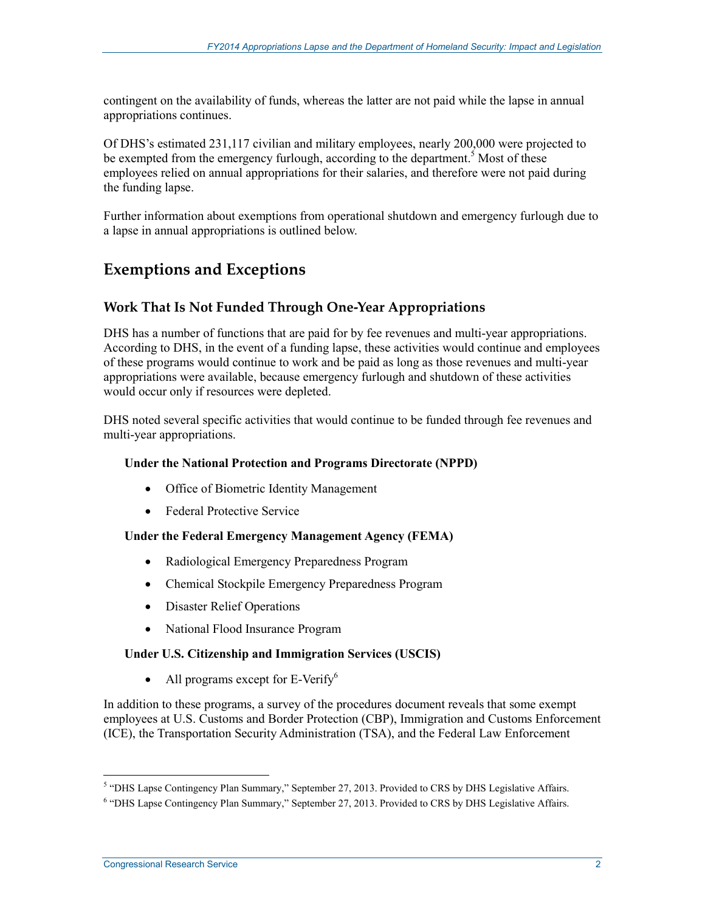contingent on the availability of funds, whereas the latter are not paid while the lapse in annual appropriations continues.

Of DHS's estimated 231,117 civilian and military employees, nearly 200,000 were projected to be exempted from the emergency furlough, according to the department.[5] Most of these employees relied on annual appropriations for their salaries, and therefore were not paid during the funding lapse.

Further information about exemptions from operational shutdown and emergency furlough due to a lapse in annual appropriations is outlined below.

## Exemptions and Exceptions

### Work That Is Not Funded Through One-Year Appropriations

DHS has a number of functions that are paid for by fee revenues and multi-year appropriations. According to DHS, in the event of a funding lapse, these activities would continue and employees of these programs would continue to work and be paid as long as those revenues and multi-year appropriations were available, because emergency furlough and shutdown of these activities would occur only if resources were depleted.

DHS noted several specific activities that would continue to be funded through fee revenues and multi-year appropriations.

**Under the National Protection and Programs Directorate (NPPD)**

- Office of Biometric Identity Management
- Federal Protective Service

**Under the Federal Emergency Management Agency (FEMA)**

- Radiological Emergency Preparedness Program
- Chemical Stockpile Emergency Preparedness Program
- Disaster Relief Operations
- National Flood Insurance Program

**Under U.S. Citizenship and Immigration Services (USCIS)**

- All programs except for E-Verify[6]

In addition to these programs, a survey of the procedures document reveals that some exempt employees at U.S. Customs and Border Protection (CBP), Immigration and Customs Enforcement (ICE), the Transportation Security Administration (TSA), and the Federal Law Enforcement

[5] "DHS Lapse Contingency Plan Summary," September 27, 2013. Provided to CRS by DHS Legislative Affairs.

[6] "DHS Lapse Contingency Plan Summary," September 27, 2013. Provided to CRS by DHS Legislative Affairs.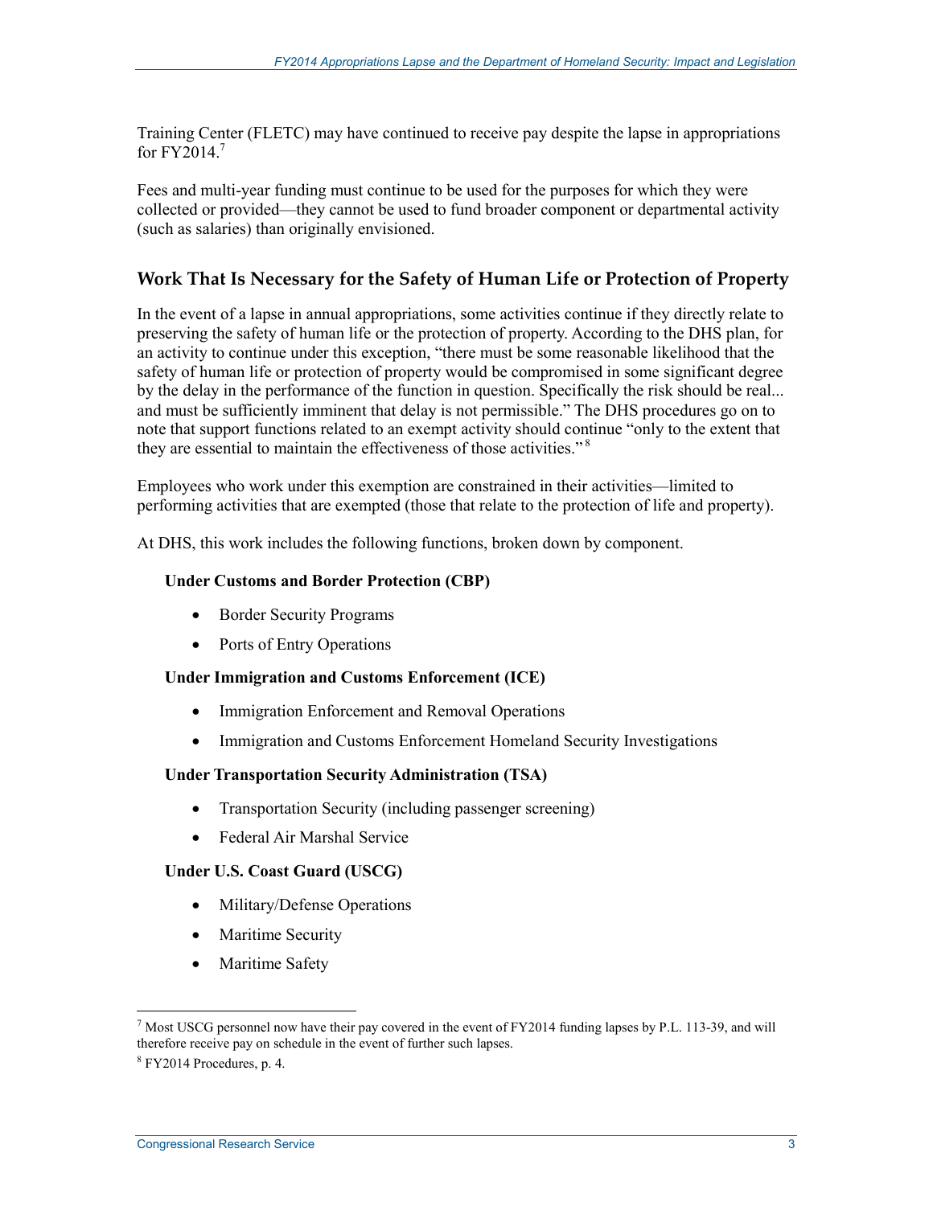Training Center (FLETC) may have continued to receive pay despite the lapse in appropriations for FY2014.[7]

Fees and multi-year funding must continue to be used for the purposes for which they were collected or provided—they cannot be used to fund broader component or departmental activity (such as salaries) than originally envisioned.

### Work That Is Necessary for the Safety of Human Life or Protection of Property

In the event of a lapse in annual appropriations, some activities continue if they directly relate to preserving the safety of human life or the protection of property. According to the DHS plan, for an activity to continue under this exception, "there must be some reasonable likelihood that the safety of human life or protection of property would be compromised in some significant degree by the delay in the performance of the function in question. Specifically the risk should be real... and must be sufficiently imminent that delay is not permissible." The DHS procedures go on to note that support functions related to an exempt activity should continue "only to the extent that they are essential to maintain the effectiveness of those activities."[8]

Employees who work under this exemption are constrained in their activities—limited to performing activities that are exempted (those that relate to the protection of life and property).

At DHS, this work includes the following functions, broken down by component.

**Under Customs and Border Protection (CBP)**

- Border Security Programs
- Ports of Entry Operations

**Under Immigration and Customs Enforcement (ICE)**

- Immigration Enforcement and Removal Operations
- Immigration and Customs Enforcement Homeland Security Investigations

**Under Transportation Security Administration (TSA)**

- Transportation Security (including passenger screening)
- Federal Air Marshal Service

**Under U.S. Coast Guard (USCG)**

- Military/Defense Operations
- Maritime Security
- Maritime Safety

---

[7] Most USCG personnel now have their pay covered in the event of FY2014 funding lapses by P.L. 113-39, and will therefore receive pay on schedule in the event of further such lapses.

[8] FY2014 Procedures, p. 4.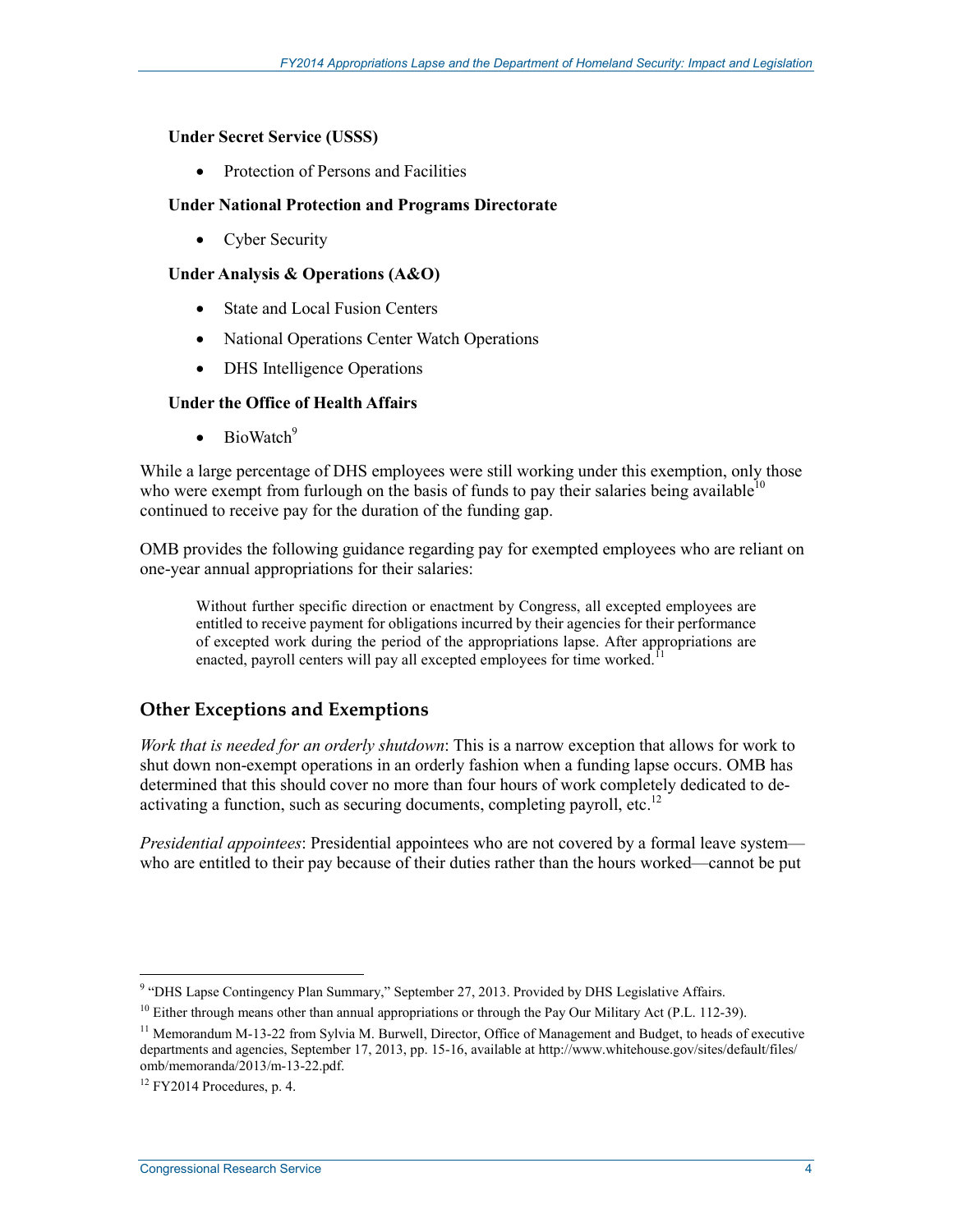**Under Secret Service (USSS)**

- Protection of Persons and Facilities

**Under National Protection and Programs Directorate**

- Cyber Security

**Under Analysis & Operations (A&O)**

- State and Local Fusion Centers
- National Operations Center Watch Operations
- DHS Intelligence Operations

**Under the Office of Health Affairs**

- BioWatch[9]

While a large percentage of DHS employees were still working under this exemption, only those who were exempt from furlough on the basis of funds to pay their salaries being available[10] continued to receive pay for the duration of the funding gap.

OMB provides the following guidance regarding pay for exempted employees who are reliant on one-year annual appropriations for their salaries:

> Without further specific direction or enactment by Congress, all excepted employees are entitled to receive payment for obligations incurred by their agencies for their performance of excepted work during the period of the appropriations lapse. After appropriations are enacted, payroll centers will pay all excepted employees for time worked.[11]

## Other Exceptions and Exemptions

*Work that is needed for an orderly shutdown*: This is a narrow exception that allows for work to shut down non-exempt operations in an orderly fashion when a funding lapse occurs. OMB has determined that this should cover no more than four hours of work completely dedicated to de-activating a function, such as securing documents, completing payroll, etc.[12]

*Presidential appointees*: Presidential appointees who are not covered by a formal leave system—who are entitled to their pay because of their duties rather than the hours worked—cannot be put

---

[9] "DHS Lapse Contingency Plan Summary," September 27, 2013. Provided by DHS Legislative Affairs.

[10] Either through means other than annual appropriations or through the Pay Our Military Act (P.L. 112-39).

[11] Memorandum M-13-22 from Sylvia M. Burwell, Director, Office of Management and Budget, to heads of executive departments and agencies, September 17, 2013, pp. 15-16, available at http://www.whitehouse.gov/sites/default/files/omb/memoranda/2013/m-13-22.pdf.

[12] FY2014 Procedures, p. 4.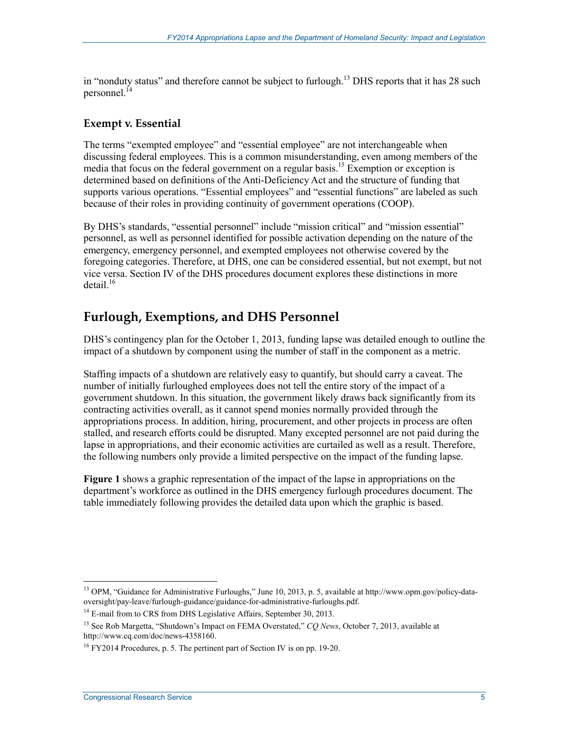in "nonduty status" and therefore cannot be subject to furlough.[13] DHS reports that it has 28 such personnel.[14]

### Exempt v. Essential

The terms "exempted employee" and "essential employee" are not interchangeable when discussing federal employees. This is a common misunderstanding, even among members of the media that focus on the federal government on a regular basis.[15] Exemption or exception is determined based on definitions of the Anti-Deficiency Act and the structure of funding that supports various operations. "Essential employees" and "essential functions" are labeled as such because of their roles in providing continuity of government operations (COOP).

By DHS's standards, "essential personnel" include "mission critical" and "mission essential" personnel, as well as personnel identified for possible activation depending on the nature of the emergency, emergency personnel, and exempted employees not otherwise covered by the foregoing categories. Therefore, at DHS, one can be considered essential, but not exempt, but not vice versa. Section IV of the DHS procedures document explores these distinctions in more detail.[16]

## Furlough, Exemptions, and DHS Personnel

DHS's contingency plan for the October 1, 2013, funding lapse was detailed enough to outline the impact of a shutdown by component using the number of staff in the component as a metric.

Staffing impacts of a shutdown are relatively easy to quantify, but should carry a caveat. The number of initially furloughed employees does not tell the entire story of the impact of a government shutdown. In this situation, the government likely draws back significantly from its contracting activities overall, as it cannot spend monies normally provided through the appropriations process. In addition, hiring, procurement, and other projects in process are often stalled, and research efforts could be disrupted. Many excepted personnel are not paid during the lapse in appropriations, and their economic activities are curtailed as well as a result. Therefore, the following numbers only provide a limited perspective on the impact of the funding lapse.

**Figure 1** shows a graphic representation of the impact of the lapse in appropriations on the department's workforce as outlined in the DHS emergency furlough procedures document. The table immediately following provides the detailed data upon which the graphic is based.

---

[13] OPM, "Guidance for Administrative Furloughs," June 10, 2013, p. 5, available at http://www.opm.gov/policy-data-oversight/pay-leave/furlough-guidance/guidance-for-administrative-furloughs.pdf.

[14] E-mail from to CRS from DHS Legislative Affairs, September 30, 2013.

[15] See Rob Margetta, "Shutdown's Impact on FEMA Overstated," *CQ News*, October 7, 2013, available at http://www.cq.com/doc/news-4358160.

[16] FY2014 Procedures, p. 5. The pertinent part of Section IV is on pp. 19-20.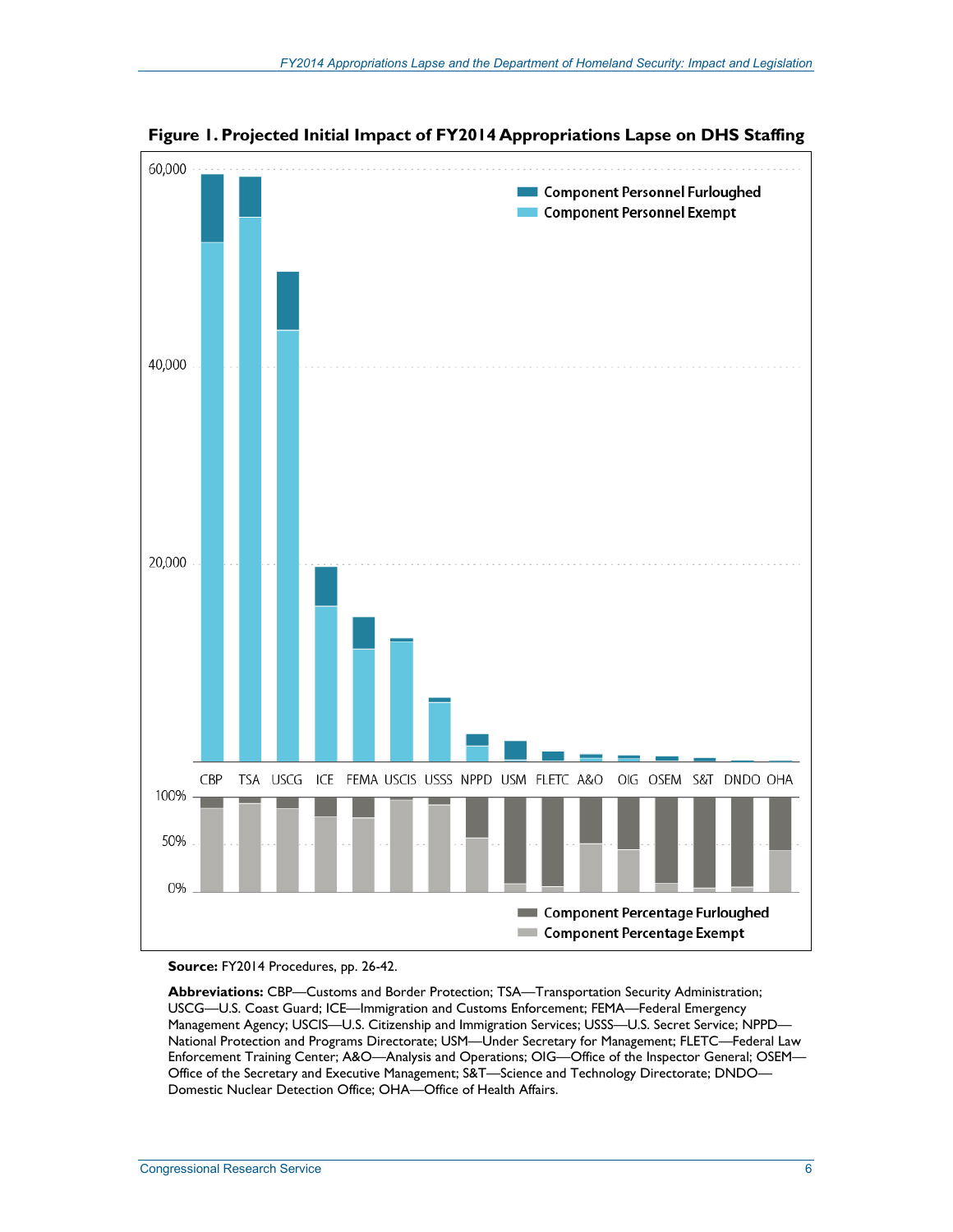**Figure 1. Projected Initial Impact of FY2014 Appropriations Lapse on DHS Staffing**

**Source:** FY2014 Procedures, pp. 26-42.

**Abbreviations:** CBP—Customs and Border Protection; TSA—Transportation Security Administration; USCG—U.S. Coast Guard; ICE—Immigration and Customs Enforcement; FEMA—Federal Emergency Management Agency; USCIS—U.S. Citizenship and Immigration Services; USSS—U.S. Secret Service; NPPD—National Protection and Programs Directorate; USM—Under Secretary for Management; FLETC—Federal Law Enforcement Training Center; A&O—Analysis and Operations; OIG—Office of the Inspector General; OSEM—Office of the Secretary and Executive Management; S&T—Science and Technology Directorate; DNDO—Domestic Nuclear Detection Office; OHA—Office of Health Affairs.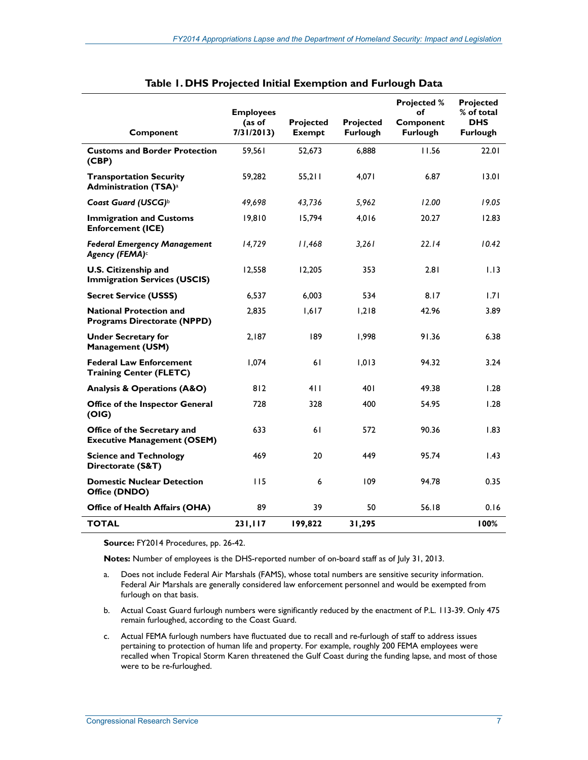**Table 1. DHS Projected Initial Exemption and Furlough Data**

| Component | Employees (as of 7/31/2013) | Projected Exempt | Projected Furlough | Projected % of Component Furlough | Projected % of total DHS Furlough |
|---|---|---|---|---|---|
| **Customs and Border Protection (CBP)** | 59,561 | 52,673 | 6,888 | 11.56 | 22.01 |
| **Transportation Security Administration (TSA)**[a] | 59,282 | 55,211 | 4,071 | 6.87 | 13.01 |
| ***Coast Guard (USCG)***[b] | *49,698* | *43,736* | *5,962* | *12.00* | *19.05* |
| **Immigration and Customs Enforcement (ICE)** | 19,810 | 15,794 | 4,016 | 20.27 | 12.83 |
| ***Federal Emergency Management Agency (FEMA)***[c] | *14,729* | *11,468* | *3,261* | *22.14* | *10.42* |
| **U.S. Citizenship and Immigration Services (USCIS)** | 12,558 | 12,205 | 353 | 2.81 | 1.13 |
| **Secret Service (USSS)** | 6,537 | 6,003 | 534 | 8.17 | 1.71 |
| **National Protection and Programs Directorate (NPPD)** | 2,835 | 1,617 | 1,218 | 42.96 | 3.89 |
| **Under Secretary for Management (USM)** | 2,187 | 189 | 1,998 | 91.36 | 6.38 |
| **Federal Law Enforcement Training Center (FLETC)** | 1,074 | 61 | 1,013 | 94.32 | 3.24 |
| **Analysis & Operations (A&O)** | 812 | 411 | 401 | 49.38 | 1.28 |
| **Office of the Inspector General (OIG)** | 728 | 328 | 400 | 54.95 | 1.28 |
| **Office of the Secretary and Executive Management (OSEM)** | 633 | 61 | 572 | 90.36 | 1.83 |
| **Science and Technology Directorate (S&T)** | 469 | 20 | 449 | 95.74 | 1.43 |
| **Domestic Nuclear Detection Office (DNDO)** | 115 | 6 | 109 | 94.78 | 0.35 |
| **Office of Health Affairs (OHA)** | 89 | 39 | 50 | 56.18 | 0.16 |
| **TOTAL** | **231,117** | **199,822** | **31,295** | | **100%** |

**Source:** FY2014 Procedures, pp. 26-42.

**Notes:** Number of employees is the DHS-reported number of on-board staff as of July 31, 2013.

a. Does not include Federal Air Marshals (FAMS), whose total numbers are sensitive security information. Federal Air Marshals are generally considered law enforcement personnel and would be exempted from furlough on that basis.

b. Actual Coast Guard furlough numbers were significantly reduced by the enactment of P.L. 113-39. Only 475 remain furloughed, according to the Coast Guard.

c. Actual FEMA furlough numbers have fluctuated due to recall and re-furlough of staff to address issues pertaining to protection of human life and property. For example, roughly 200 FEMA employees were recalled when Tropical Storm Karen threatened the Gulf Coast during the funding lapse, and most of those were to be re-furloughed.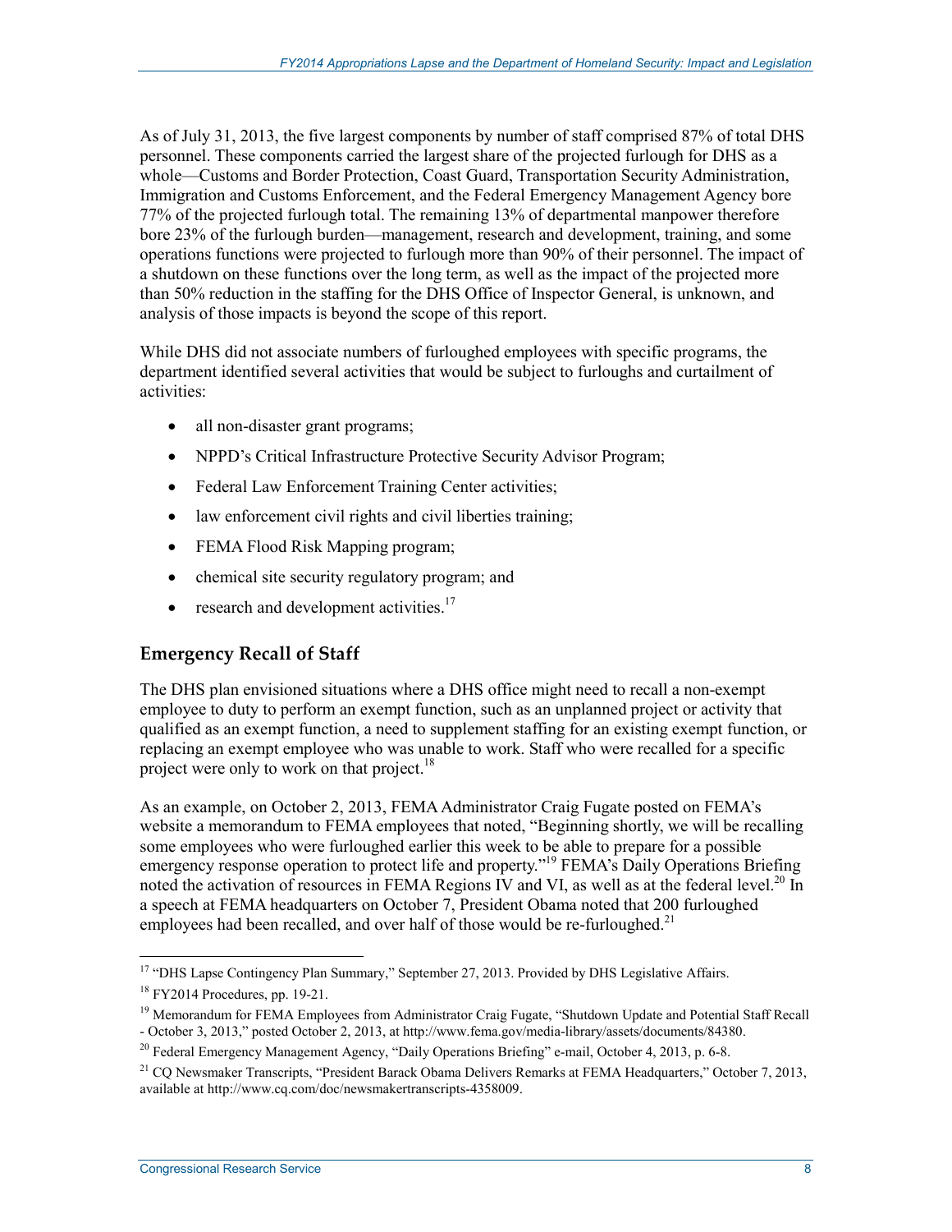As of July 31, 2013, the five largest components by number of staff comprised 87% of total DHS personnel. These components carried the largest share of the projected furlough for DHS as a whole—Customs and Border Protection, Coast Guard, Transportation Security Administration, Immigration and Customs Enforcement, and the Federal Emergency Management Agency bore 77% of the projected furlough total. The remaining 13% of departmental manpower therefore bore 23% of the furlough burden—management, research and development, training, and some operations functions were projected to furlough more than 90% of their personnel. The impact of a shutdown on these functions over the long term, as well as the impact of the projected more than 50% reduction in the staffing for the DHS Office of Inspector General, is unknown, and analysis of those impacts is beyond the scope of this report.

While DHS did not associate numbers of furloughed employees with specific programs, the department identified several activities that would be subject to furloughs and curtailment of activities:

- all non-disaster grant programs;
- NPPD's Critical Infrastructure Protective Security Advisor Program;
- Federal Law Enforcement Training Center activities;
- law enforcement civil rights and civil liberties training;
- FEMA Flood Risk Mapping program;
- chemical site security regulatory program; and
- research and development activities.[17]

### Emergency Recall of Staff

The DHS plan envisioned situations where a DHS office might need to recall a non-exempt employee to duty to perform an exempt function, such as an unplanned project or activity that qualified as an exempt function, a need to supplement staffing for an existing exempt function, or replacing an exempt employee who was unable to work. Staff who were recalled for a specific project were only to work on that project.[18]

As an example, on October 2, 2013, FEMA Administrator Craig Fugate posted on FEMA's website a memorandum to FEMA employees that noted, "Beginning shortly, we will be recalling some employees who were furloughed earlier this week to be able to prepare for a possible emergency response operation to protect life and property."[19] FEMA's Daily Operations Briefing noted the activation of resources in FEMA Regions IV and VI, as well as at the federal level.[20] In a speech at FEMA headquarters on October 7, President Obama noted that 200 furloughed employees had been recalled, and over half of those would be re-furloughed.[21]

---

[17] "DHS Lapse Contingency Plan Summary," September 27, 2013. Provided by DHS Legislative Affairs.

[18] FY2014 Procedures, pp. 19-21.

[19] Memorandum for FEMA Employees from Administrator Craig Fugate, "Shutdown Update and Potential Staff Recall - October 3, 2013," posted October 2, 2013, at http://www.fema.gov/media-library/assets/documents/84380.

[20] Federal Emergency Management Agency, "Daily Operations Briefing" e-mail, October 4, 2013, p. 6-8.

[21] CQ Newsmaker Transcripts, "President Barack Obama Delivers Remarks at FEMA Headquarters," October 7, 2013, available at http://www.cq.com/doc/newsmakertranscripts-4358009.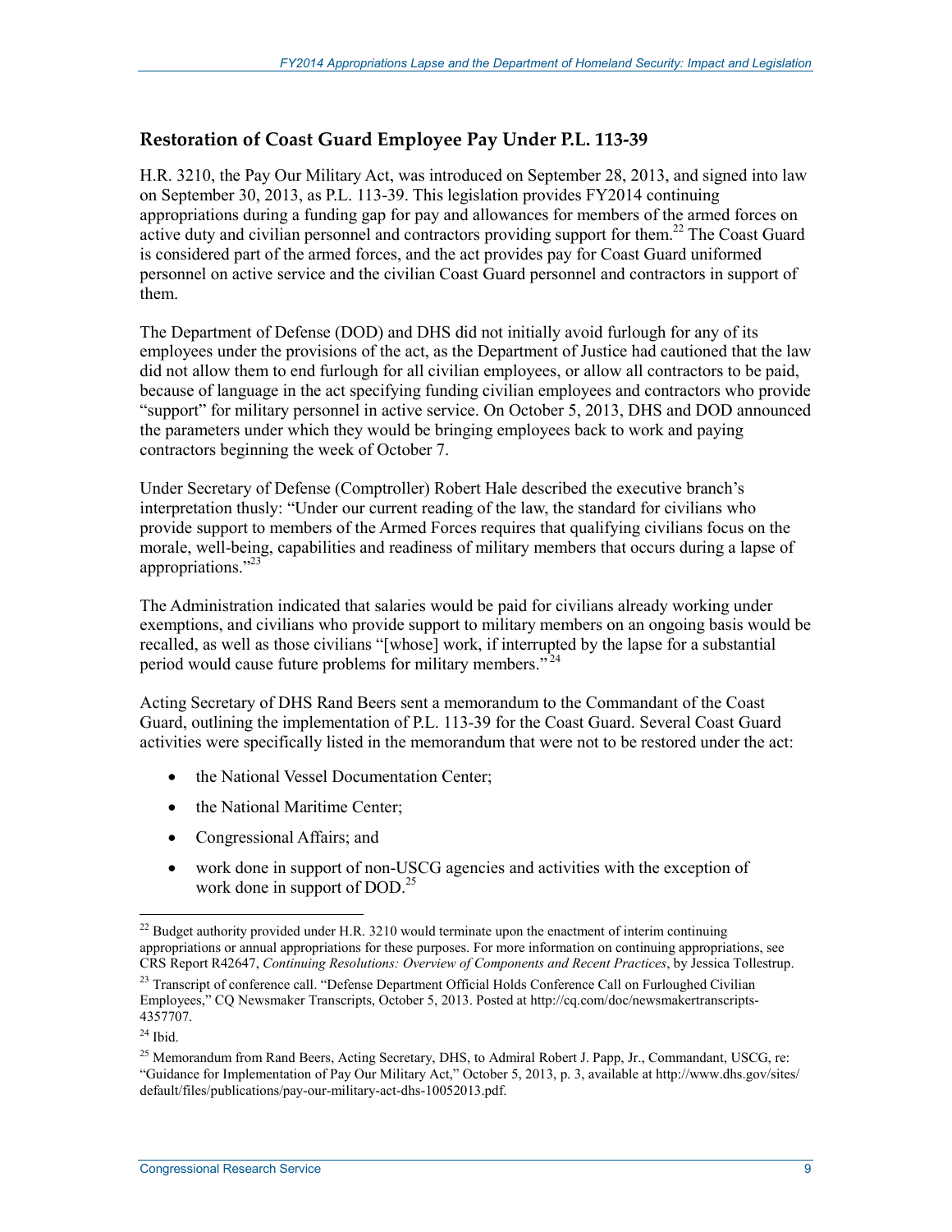## Restoration of Coast Guard Employee Pay Under P.L. 113-39

H.R. 3210, the Pay Our Military Act, was introduced on September 28, 2013, and signed into law on September 30, 2013, as P.L. 113-39. This legislation provides FY2014 continuing appropriations during a funding gap for pay and allowances for members of the armed forces on active duty and civilian personnel and contractors providing support for them.[22] The Coast Guard is considered part of the armed forces, and the act provides pay for Coast Guard uniformed personnel on active service and the civilian Coast Guard personnel and contractors in support of them.

The Department of Defense (DOD) and DHS did not initially avoid furlough for any of its employees under the provisions of the act, as the Department of Justice had cautioned that the law did not allow them to end furlough for all civilian employees, or allow all contractors to be paid, because of language in the act specifying funding civilian employees and contractors who provide "support" for military personnel in active service. On October 5, 2013, DHS and DOD announced the parameters under which they would be bringing employees back to work and paying contractors beginning the week of October 7.

Under Secretary of Defense (Comptroller) Robert Hale described the executive branch's interpretation thusly: "Under our current reading of the law, the standard for civilians who provide support to members of the Armed Forces requires that qualifying civilians focus on the morale, well-being, capabilities and readiness of military members that occurs during a lapse of appropriations."[23]

The Administration indicated that salaries would be paid for civilians already working under exemptions, and civilians who provide support to military members on an ongoing basis would be recalled, as well as those civilians "[whose] work, if interrupted by the lapse for a substantial period would cause future problems for military members."[24]

Acting Secretary of DHS Rand Beers sent a memorandum to the Commandant of the Coast Guard, outlining the implementation of P.L. 113-39 for the Coast Guard. Several Coast Guard activities were specifically listed in the memorandum that were not to be restored under the act:

- the National Vessel Documentation Center;
- the National Maritime Center;
- Congressional Affairs; and
- work done in support of non-USCG agencies and activities with the exception of work done in support of DOD.[25]

---

[22] Budget authority provided under H.R. 3210 would terminate upon the enactment of interim continuing appropriations or annual appropriations for these purposes. For more information on continuing appropriations, see CRS Report R42647, *Continuing Resolutions: Overview of Components and Recent Practices*, by Jessica Tollestrup.

[23] Transcript of conference call. "Defense Department Official Holds Conference Call on Furloughed Civilian Employees," CQ Newsmaker Transcripts, October 5, 2013. Posted at http://cq.com/doc/newsmakertranscripts-4357707.

[24] Ibid.

[25] Memorandum from Rand Beers, Acting Secretary, DHS, to Admiral Robert J. Papp, Jr., Commandant, USCG, re: "Guidance for Implementation of Pay Our Military Act," October 5, 2013, p. 3, available at http://www.dhs.gov/sites/default/files/publications/pay-our-military-act-dhs-10052013.pdf.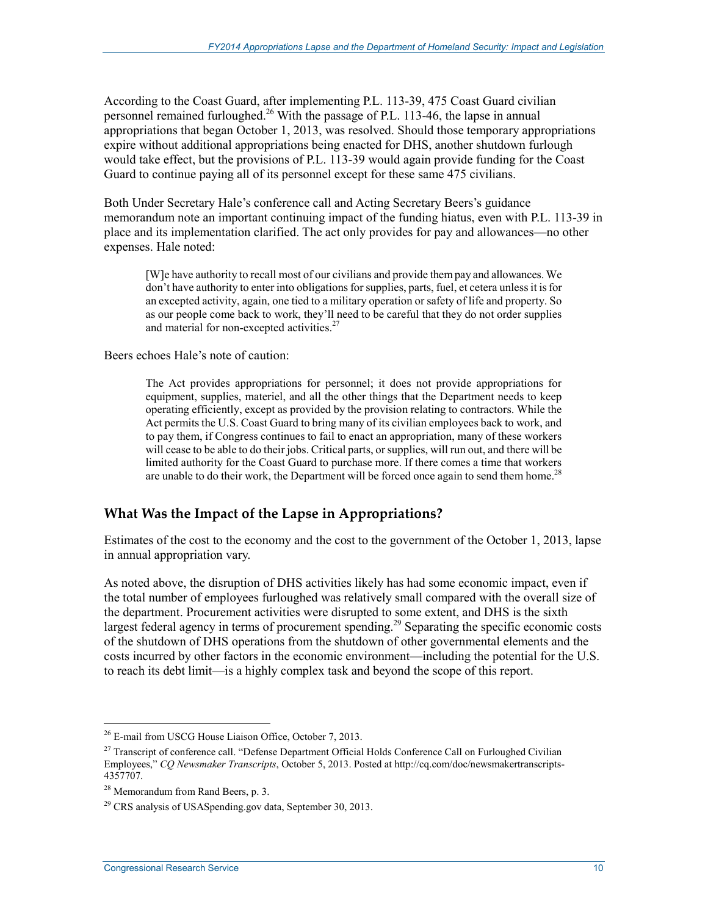According to the Coast Guard, after implementing P.L. 113-39, 475 Coast Guard civilian personnel remained furloughed.[26] With the passage of P.L. 113-46, the lapse in annual appropriations that began October 1, 2013, was resolved. Should those temporary appropriations expire without additional appropriations being enacted for DHS, another shutdown furlough would take effect, but the provisions of P.L. 113-39 would again provide funding for the Coast Guard to continue paying all of its personnel except for these same 475 civilians.

Both Under Secretary Hale's conference call and Acting Secretary Beers's guidance memorandum note an important continuing impact of the funding hiatus, even with P.L. 113-39 in place and its implementation clarified. The act only provides for pay and allowances—no other expenses. Hale noted:

> [W]e have authority to recall most of our civilians and provide them pay and allowances. We don't have authority to enter into obligations for supplies, parts, fuel, et cetera unless it is for an excepted activity, again, one tied to a military operation or safety of life and property. So as our people come back to work, they'll need to be careful that they do not order supplies and material for non-excepted activities.[27]

Beers echoes Hale's note of caution:

> The Act provides appropriations for personnel; it does not provide appropriations for equipment, supplies, materiel, and all the other things that the Department needs to keep operating efficiently, except as provided by the provision relating to contractors. While the Act permits the U.S. Coast Guard to bring many of its civilian employees back to work, and to pay them, if Congress continues to fail to enact an appropriation, many of these workers will cease to be able to do their jobs. Critical parts, or supplies, will run out, and there will be limited authority for the Coast Guard to purchase more. If there comes a time that workers are unable to do their work, the Department will be forced once again to send them home.[28]

## What Was the Impact of the Lapse in Appropriations?

Estimates of the cost to the economy and the cost to the government of the October 1, 2013, lapse in annual appropriation vary.

As noted above, the disruption of DHS activities likely has had some economic impact, even if the total number of employees furloughed was relatively small compared with the overall size of the department. Procurement activities were disrupted to some extent, and DHS is the sixth largest federal agency in terms of procurement spending.[29] Separating the specific economic costs of the shutdown of DHS operations from the shutdown of other governmental elements and the costs incurred by other factors in the economic environment—including the potential for the U.S. to reach its debt limit—is a highly complex task and beyond the scope of this report.

---

[26] E-mail from USCG House Liaison Office, October 7, 2013.

[27] Transcript of conference call. "Defense Department Official Holds Conference Call on Furloughed Civilian Employees," *CQ Newsmaker Transcripts*, October 5, 2013. Posted at http://cq.com/doc/newsmakertranscripts-4357707.

[28] Memorandum from Rand Beers, p. 3.

[29] CRS analysis of USASpending.gov data, September 30, 2013.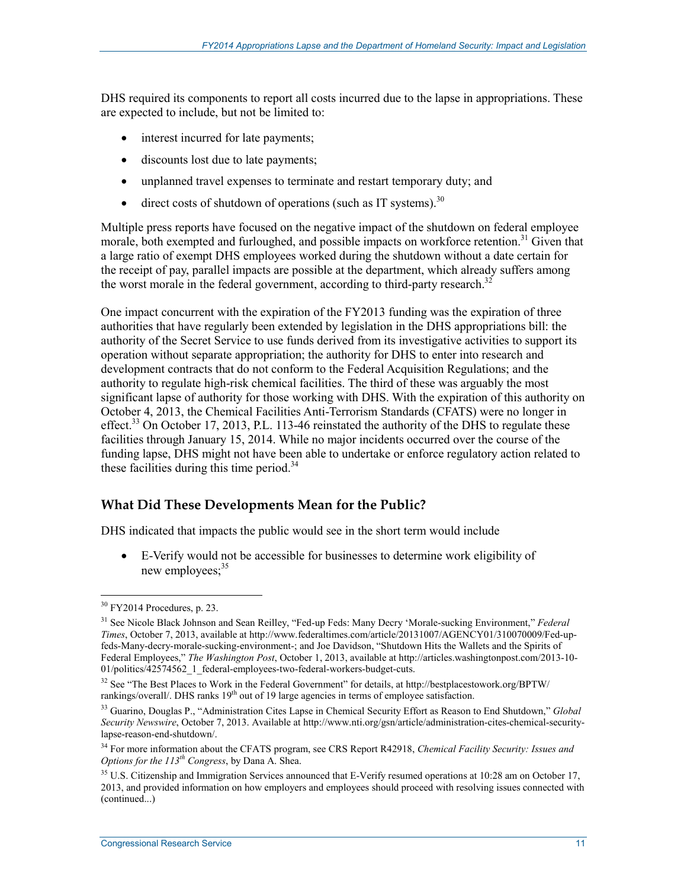DHS required its components to report all costs incurred due to the lapse in appropriations. These are expected to include, but not be limited to:

- interest incurred for late payments;
- discounts lost due to late payments;
- unplanned travel expenses to terminate and restart temporary duty; and
- direct costs of shutdown of operations (such as IT systems).[30]

Multiple press reports have focused on the negative impact of the shutdown on federal employee morale, both exempted and furloughed, and possible impacts on workforce retention.[31] Given that a large ratio of exempt DHS employees worked during the shutdown without a date certain for the receipt of pay, parallel impacts are possible at the department, which already suffers among the worst morale in the federal government, according to third-party research.[32]

One impact concurrent with the expiration of the FY2013 funding was the expiration of three authorities that have regularly been extended by legislation in the DHS appropriations bill: the authority of the Secret Service to use funds derived from its investigative activities to support its operation without separate appropriation; the authority for DHS to enter into research and development contracts that do not conform to the Federal Acquisition Regulations; and the authority to regulate high-risk chemical facilities. The third of these was arguably the most significant lapse of authority for those working with DHS. With the expiration of this authority on October 4, 2013, the Chemical Facilities Anti-Terrorism Standards (CFATS) were no longer in effect.[33] On October 17, 2013, P.L. 113-46 reinstated the authority of the DHS to regulate these facilities through January 15, 2014. While no major incidents occurred over the course of the funding lapse, DHS might not have been able to undertake or enforce regulatory action related to these facilities during this time period.[34]

## What Did These Developments Mean for the Public?

DHS indicated that impacts the public would see in the short term would include

- E-Verify would not be accessible for businesses to determine work eligibility of new employees;[35]

---

[30] FY2014 Procedures, p. 23.

[31] See Nicole Black Johnson and Sean Reilley, "Fed-up Feds: Many Decry 'Morale-sucking Environment," *Federal Times*, October 7, 2013, available at http://www.federaltimes.com/article/20131007/AGENCY01/310070009/Fed-up-feds-Many-decry-morale-sucking-environment-; and Joe Davidson, "Shutdown Hits the Wallets and the Spirits of Federal Employees," *The Washington Post*, October 1, 2013, available at http://articles.washingtonpost.com/2013-10-01/politics/42574562_1_federal-employees-two-federal-workers-budget-cuts.

[32] See "The Best Places to Work in the Federal Government" for details, at http://bestplacestowork.org/BPTW/rankings/overall/. DHS ranks 19th out of 19 large agencies in terms of employee satisfaction.

[33] Guarino, Douglas P., "Administration Cites Lapse in Chemical Security Effort as Reason to End Shutdown," *Global Security Newswire*, October 7, 2013. Available at http://www.nti.org/gsn/article/administration-cites-chemical-security-lapse-reason-end-shutdown/.

[34] For more information about the CFATS program, see CRS Report R42918, *Chemical Facility Security: Issues and Options for the 113th Congress*, by Dana A. Shea.

[35] U.S. Citizenship and Immigration Services announced that E-Verify resumed operations at 10:28 am on October 17, 2013, and provided information on how employers and employees should proceed with resolving issues connected with (continued...)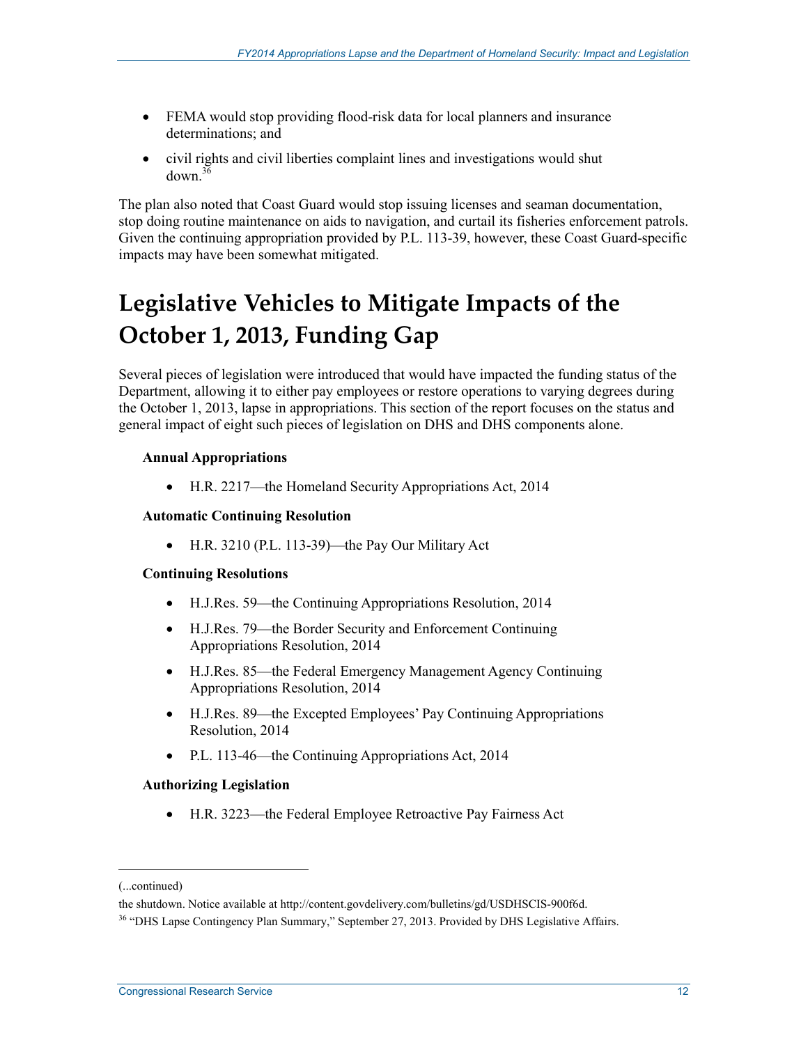- FEMA would stop providing flood-risk data for local planners and insurance determinations; and
- civil rights and civil liberties complaint lines and investigations would shut down.[36]

The plan also noted that Coast Guard would stop issuing licenses and seaman documentation, stop doing routine maintenance on aids to navigation, and curtail its fisheries enforcement patrols. Given the continuing appropriation provided by P.L. 113-39, however, these Coast Guard-specific impacts may have been somewhat mitigated.

# Legislative Vehicles to Mitigate Impacts of the October 1, 2013, Funding Gap

Several pieces of legislation were introduced that would have impacted the funding status of the Department, allowing it to either pay employees or restore operations to varying degrees during the October 1, 2013, lapse in appropriations. This section of the report focuses on the status and general impact of eight such pieces of legislation on DHS and DHS components alone.

**Annual Appropriations**

- H.R. 2217—the Homeland Security Appropriations Act, 2014

**Automatic Continuing Resolution**

- H.R. 3210 (P.L. 113-39)—the Pay Our Military Act

**Continuing Resolutions**

- H.J.Res. 59—the Continuing Appropriations Resolution, 2014
- H.J.Res. 79—the Border Security and Enforcement Continuing Appropriations Resolution, 2014
- H.J.Res. 85—the Federal Emergency Management Agency Continuing Appropriations Resolution, 2014
- H.J.Res. 89—the Excepted Employees' Pay Continuing Appropriations Resolution, 2014
- P.L. 113-46—the Continuing Appropriations Act, 2014

**Authorizing Legislation**

- H.R. 3223—the Federal Employee Retroactive Pay Fairness Act

---

(...continued)

the shutdown. Notice available at http://content.govdelivery.com/bulletins/gd/USDHSCIS-900f6d.

[36] "DHS Lapse Contingency Plan Summary," September 27, 2013. Provided by DHS Legislative Affairs.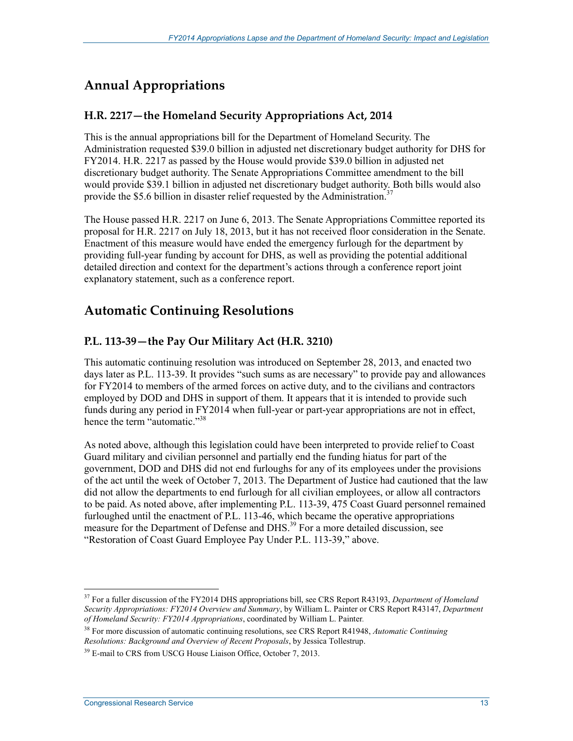## Annual Appropriations

### H.R. 2217—the Homeland Security Appropriations Act, 2014

This is the annual appropriations bill for the Department of Homeland Security. The Administration requested $39.0 billion in adjusted net discretionary budget authority for DHS for FY2014. H.R. 2217 as passed by the House would provide $39.0 billion in adjusted net discretionary budget authority. The Senate Appropriations Committee amendment to the bill would provide $39.1 billion in adjusted net discretionary budget authority. Both bills would also provide the $5.6 billion in disaster relief requested by the Administration.[37]

The House passed H.R. 2217 on June 6, 2013. The Senate Appropriations Committee reported its proposal for H.R. 2217 on July 18, 2013, but it has not received floor consideration in the Senate. Enactment of this measure would have ended the emergency furlough for the department by providing full-year funding by account for DHS, as well as providing the potential additional detailed direction and context for the department's actions through a conference report joint explanatory statement, such as a conference report.

## Automatic Continuing Resolutions

### P.L. 113-39—the Pay Our Military Act (H.R. 3210)

This automatic continuing resolution was introduced on September 28, 2013, and enacted two days later as P.L. 113-39. It provides "such sums as are necessary" to provide pay and allowances for FY2014 to members of the armed forces on active duty, and to the civilians and contractors employed by DOD and DHS in support of them. It appears that it is intended to provide such funds during any period in FY2014 when full-year or part-year appropriations are not in effect, hence the term "automatic."[38]

As noted above, although this legislation could have been interpreted to provide relief to Coast Guard military and civilian personnel and partially end the funding hiatus for part of the government, DOD and DHS did not end furloughs for any of its employees under the provisions of the act until the week of October 7, 2013. The Department of Justice had cautioned that the law did not allow the departments to end furlough for all civilian employees, or allow all contractors to be paid. As noted above, after implementing P.L. 113-39, 475 Coast Guard personnel remained furloughed until the enactment of P.L. 113-46, which became the operative appropriations measure for the Department of Defense and DHS.[39] For a more detailed discussion, see "Restoration of Coast Guard Employee Pay Under P.L. 113-39," above.

---

[37] For a fuller discussion of the FY2014 DHS appropriations bill, see CRS Report R43193, *Department of Homeland Security Appropriations: FY2014 Overview and Summary*, by William L. Painter or CRS Report R43147, *Department of Homeland Security: FY2014 Appropriations*, coordinated by William L. Painter.

[38] For more discussion of automatic continuing resolutions, see CRS Report R41948, *Automatic Continuing Resolutions: Background and Overview of Recent Proposals*, by Jessica Tollestrup.

[39] E-mail to CRS from USCG House Liaison Office, October 7, 2013.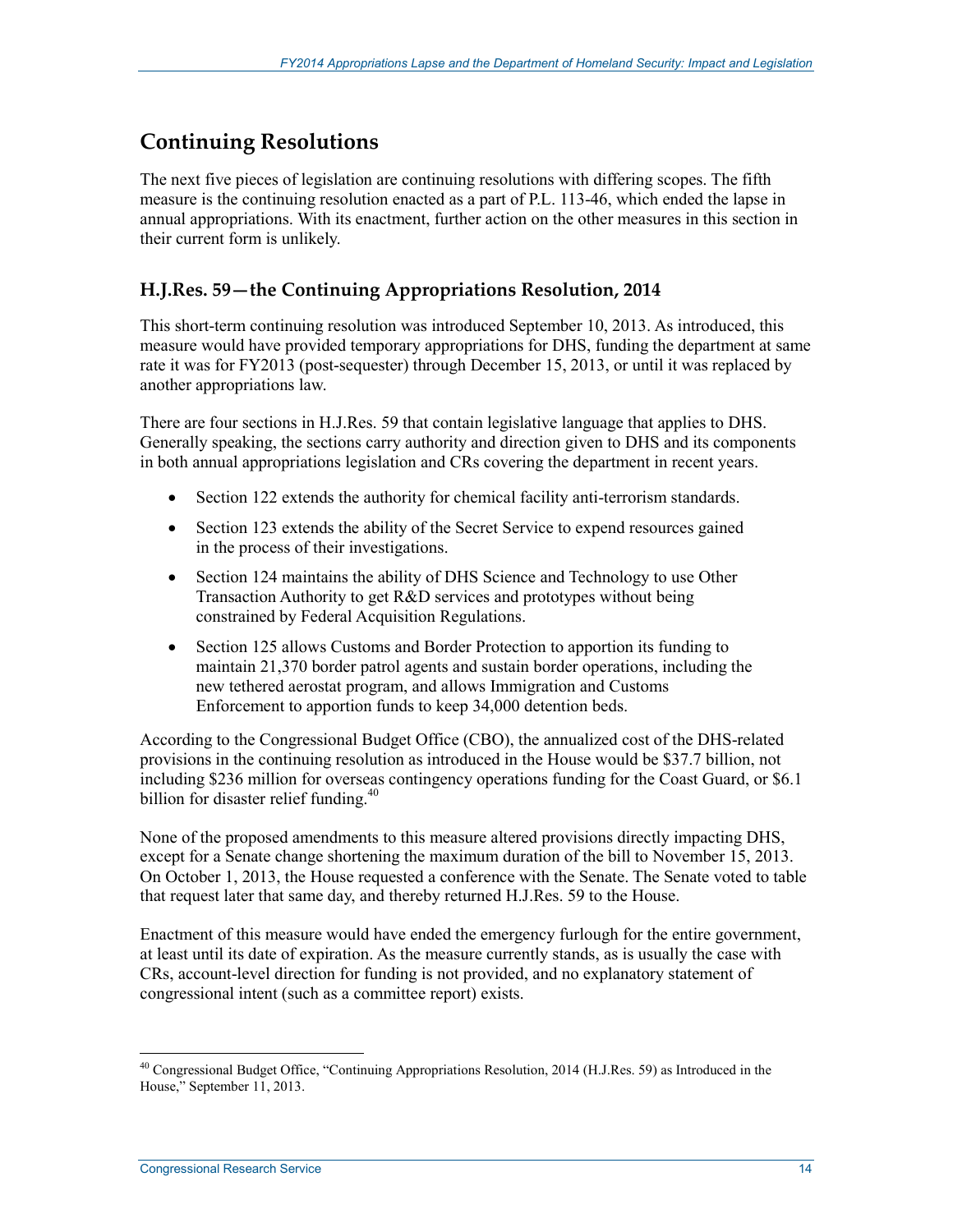## Continuing Resolutions

The next five pieces of legislation are continuing resolutions with differing scopes. The fifth measure is the continuing resolution enacted as a part of P.L. 113-46, which ended the lapse in annual appropriations. With its enactment, further action on the other measures in this section in their current form is unlikely.

### H.J.Res. 59—the Continuing Appropriations Resolution, 2014

This short-term continuing resolution was introduced September 10, 2013. As introduced, this measure would have provided temporary appropriations for DHS, funding the department at same rate it was for FY2013 (post-sequester) through December 15, 2013, or until it was replaced by another appropriations law.

There are four sections in H.J.Res. 59 that contain legislative language that applies to DHS. Generally speaking, the sections carry authority and direction given to DHS and its components in both annual appropriations legislation and CRs covering the department in recent years.

- Section 122 extends the authority for chemical facility anti-terrorism standards.
- Section 123 extends the ability of the Secret Service to expend resources gained in the process of their investigations.
- Section 124 maintains the ability of DHS Science and Technology to use Other Transaction Authority to get R&D services and prototypes without being constrained by Federal Acquisition Regulations.
- Section 125 allows Customs and Border Protection to apportion its funding to maintain 21,370 border patrol agents and sustain border operations, including the new tethered aerostat program, and allows Immigration and Customs Enforcement to apportion funds to keep 34,000 detention beds.

According to the Congressional Budget Office (CBO), the annualized cost of the DHS-related provisions in the continuing resolution as introduced in the House would be $37.7 billion, not including $236 million for overseas contingency operations funding for the Coast Guard, or $6.1 billion for disaster relief funding.[40]

None of the proposed amendments to this measure altered provisions directly impacting DHS, except for a Senate change shortening the maximum duration of the bill to November 15, 2013. On October 1, 2013, the House requested a conference with the Senate. The Senate voted to table that request later that same day, and thereby returned H.J.Res. 59 to the House.

Enactment of this measure would have ended the emergency furlough for the entire government, at least until its date of expiration. As the measure currently stands, as is usually the case with CRs, account-level direction for funding is not provided, and no explanatory statement of congressional intent (such as a committee report) exists.

[40] Congressional Budget Office, "Continuing Appropriations Resolution, 2014 (H.J.Res. 59) as Introduced in the House," September 11, 2013.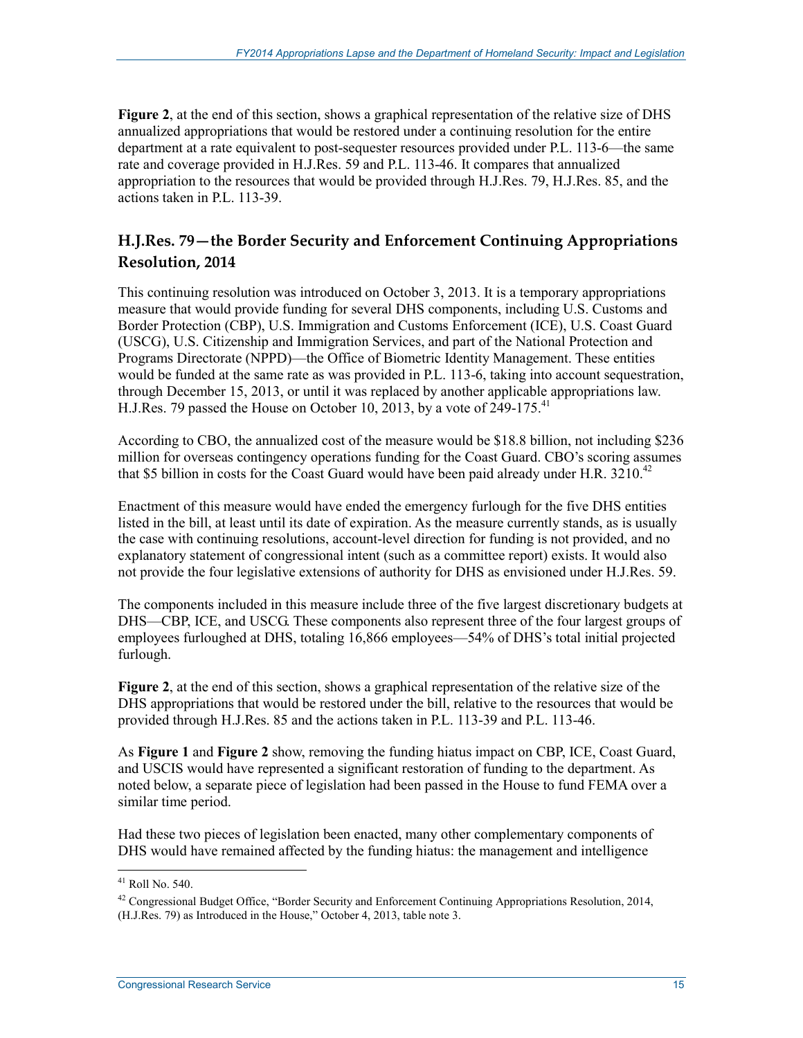**Figure 2**, at the end of this section, shows a graphical representation of the relative size of DHS annualized appropriations that would be restored under a continuing resolution for the entire department at a rate equivalent to post-sequester resources provided under P.L. 113-6—the same rate and coverage provided in H.J.Res. 59 and P.L. 113-46. It compares that annualized appropriation to the resources that would be provided through H.J.Res. 79, H.J.Res. 85, and the actions taken in P.L. 113-39.

## H.J.Res. 79—the Border Security and Enforcement Continuing Appropriations Resolution, 2014

This continuing resolution was introduced on October 3, 2013. It is a temporary appropriations measure that would provide funding for several DHS components, including U.S. Customs and Border Protection (CBP), U.S. Immigration and Customs Enforcement (ICE), U.S. Coast Guard (USCG), U.S. Citizenship and Immigration Services, and part of the National Protection and Programs Directorate (NPPD)—the Office of Biometric Identity Management. These entities would be funded at the same rate as was provided in P.L. 113-6, taking into account sequestration, through December 15, 2013, or until it was replaced by another applicable appropriations law. H.J.Res. 79 passed the House on October 10, 2013, by a vote of 249-175.[41]

According to CBO, the annualized cost of the measure would be $18.8 billion, not including $236 million for overseas contingency operations funding for the Coast Guard. CBO's scoring assumes that $5 billion in costs for the Coast Guard would have been paid already under H.R. 3210.[42]

Enactment of this measure would have ended the emergency furlough for the five DHS entities listed in the bill, at least until its date of expiration. As the measure currently stands, as is usually the case with continuing resolutions, account-level direction for funding is not provided, and no explanatory statement of congressional intent (such as a committee report) exists. It would also not provide the four legislative extensions of authority for DHS as envisioned under H.J.Res. 59.

The components included in this measure include three of the five largest discretionary budgets at DHS—CBP, ICE, and USCG. These components also represent three of the four largest groups of employees furloughed at DHS, totaling 16,866 employees—54% of DHS's total initial projected furlough.

**Figure 2**, at the end of this section, shows a graphical representation of the relative size of the DHS appropriations that would be restored under the bill, relative to the resources that would be provided through H.J.Res. 85 and the actions taken in P.L. 113-39 and P.L. 113-46.

As **Figure 1** and **Figure 2** show, removing the funding hiatus impact on CBP, ICE, Coast Guard, and USCIS would have represented a significant restoration of funding to the department. As noted below, a separate piece of legislation had been passed in the House to fund FEMA over a similar time period.

Had these two pieces of legislation been enacted, many other complementary components of DHS would have remained affected by the funding hiatus: the management and intelligence

---

[41] Roll No. 540.

[42] Congressional Budget Office, "Border Security and Enforcement Continuing Appropriations Resolution, 2014, (H.J.Res. 79) as Introduced in the House," October 4, 2013, table note 3.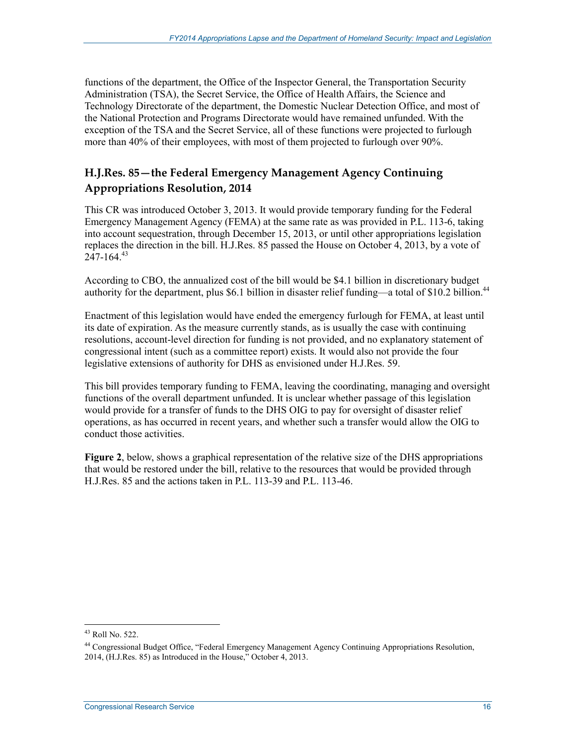functions of the department, the Office of the Inspector General, the Transportation Security Administration (TSA), the Secret Service, the Office of Health Affairs, the Science and Technology Directorate of the department, the Domestic Nuclear Detection Office, and most of the National Protection and Programs Directorate would have remained unfunded. With the exception of the TSA and the Secret Service, all of these functions were projected to furlough more than 40% of their employees, with most of them projected to furlough over 90%.

## H.J.Res. 85—the Federal Emergency Management Agency Continuing Appropriations Resolution, 2014

This CR was introduced October 3, 2013. It would provide temporary funding for the Federal Emergency Management Agency (FEMA) at the same rate as was provided in P.L. 113-6, taking into account sequestration, through December 15, 2013, or until other appropriations legislation replaces the direction in the bill. H.J.Res. 85 passed the House on October 4, 2013, by a vote of 247-164.[43]

According to CBO, the annualized cost of the bill would be $4.1 billion in discretionary budget authority for the department, plus $6.1 billion in disaster relief funding—a total of $10.2 billion.[44]

Enactment of this legislation would have ended the emergency furlough for FEMA, at least until its date of expiration. As the measure currently stands, as is usually the case with continuing resolutions, account-level direction for funding is not provided, and no explanatory statement of congressional intent (such as a committee report) exists. It would also not provide the four legislative extensions of authority for DHS as envisioned under H.J.Res. 59.

This bill provides temporary funding to FEMA, leaving the coordinating, managing and oversight functions of the overall department unfunded. It is unclear whether passage of this legislation would provide for a transfer of funds to the DHS OIG to pay for oversight of disaster relief operations, as has occurred in recent years, and whether such a transfer would allow the OIG to conduct those activities.

**Figure 2**, below, shows a graphical representation of the relative size of the DHS appropriations that would be restored under the bill, relative to the resources that would be provided through H.J.Res. 85 and the actions taken in P.L. 113-39 and P.L. 113-46.

---

[43] Roll No. 522.

[44] Congressional Budget Office, "Federal Emergency Management Agency Continuing Appropriations Resolution, 2014, (H.J.Res. 85) as Introduced in the House," October 4, 2013.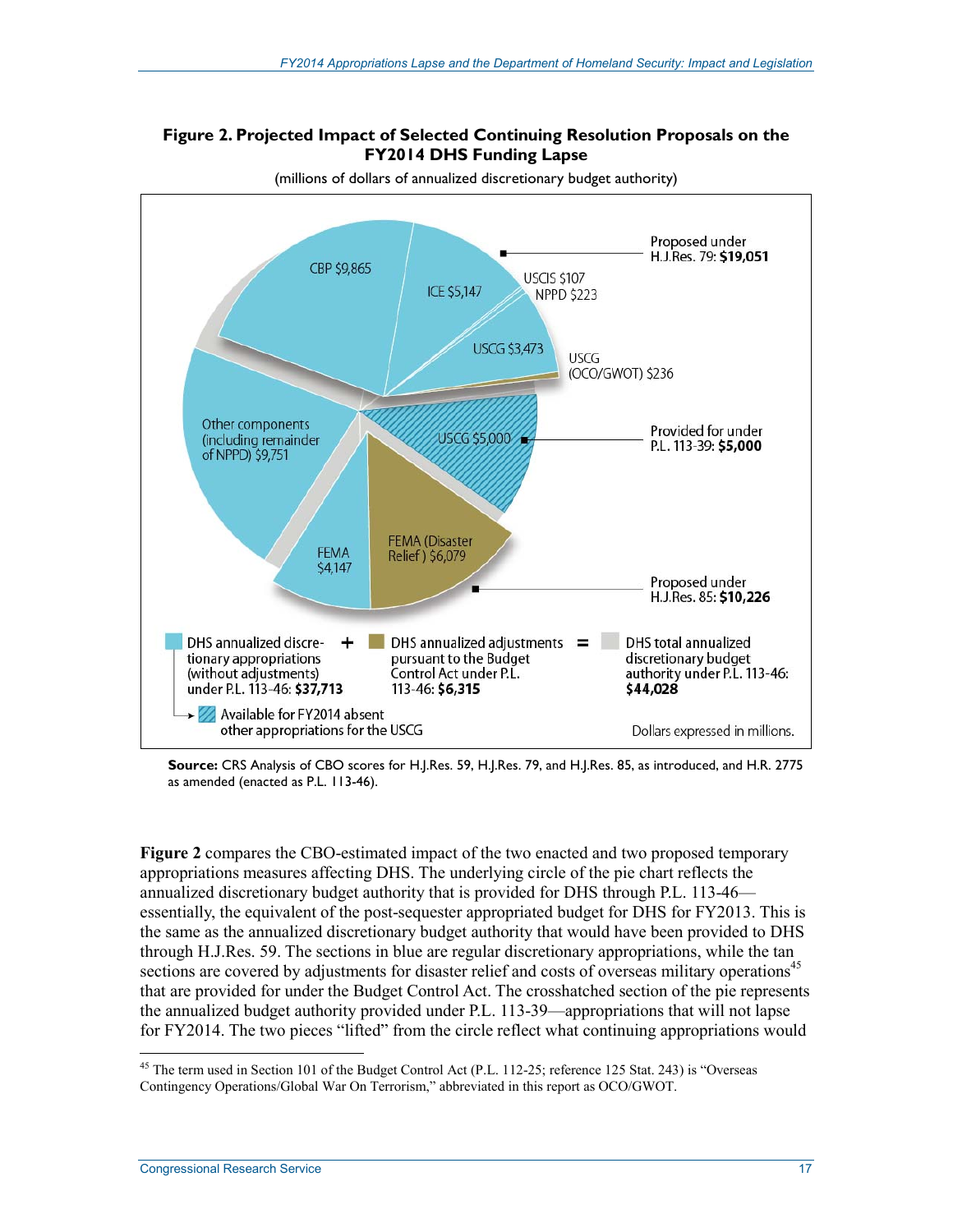**Figure 2. Projected Impact of Selected Continuing Resolution Proposals on the FY2014 DHS Funding Lapse**

(millions of dollars of annualized discretionary budget authority)

CBP $9,865

ICE $5,147

USCIS $107

NPPD $223

USCG $3,473

USCG (OCO/GWOT) $236

Proposed under H.J.Res. 79: **$19,051**

USCG $5,000

Provided for under P.L. 113-39: **$5,000**

Other components (including remainder of NPPD) $9,751

FEMA $4,147

FEMA (Disaster Relief) $6,079

Proposed under H.J.Res. 85: **$10,226**

DHS annualized discretionary appropriations (without adjustments) under P.L. 113-46: **$37,713** + DHS annualized adjustments pursuant to the Budget Control Act under P.L. 113-46: **$6,315** = DHS total annualized discretionary budget authority under P.L. 113-46: **$44,028**

Available for FY2014 absent other appropriations for the USCG

Dollars expressed in millions.

**Source:** CRS Analysis of CBO scores for H.J.Res. 59, H.J.Res. 79, and H.J.Res. 85, as introduced, and H.R. 2775 as amended (enacted as P.L. 113-46).

**Figure 2** compares the CBO-estimated impact of the two enacted and two proposed temporary appropriations measures affecting DHS. The underlying circle of the pie chart reflects the annualized discretionary budget authority that is provided for DHS through P.L. 113-46—essentially, the equivalent of the post-sequester appropriated budget for DHS for FY2013. This is the same as the annualized discretionary budget authority that would have been provided to DHS through H.J.Res. 59. The sections in blue are regular discretionary appropriations, while the tan sections are covered by adjustments for disaster relief and costs of overseas military operations[45] that are provided for under the Budget Control Act. The crosshatched section of the pie represents the annualized budget authority provided under P.L. 113-39—appropriations that will not lapse for FY2014. The two pieces "lifted" from the circle reflect what continuing appropriations would

[45] The term used in Section 101 of the Budget Control Act (P.L. 112-25; reference 125 Stat. 243) is "Overseas Contingency Operations/Global War On Terrorism," abbreviated in this report as OCO/GWOT.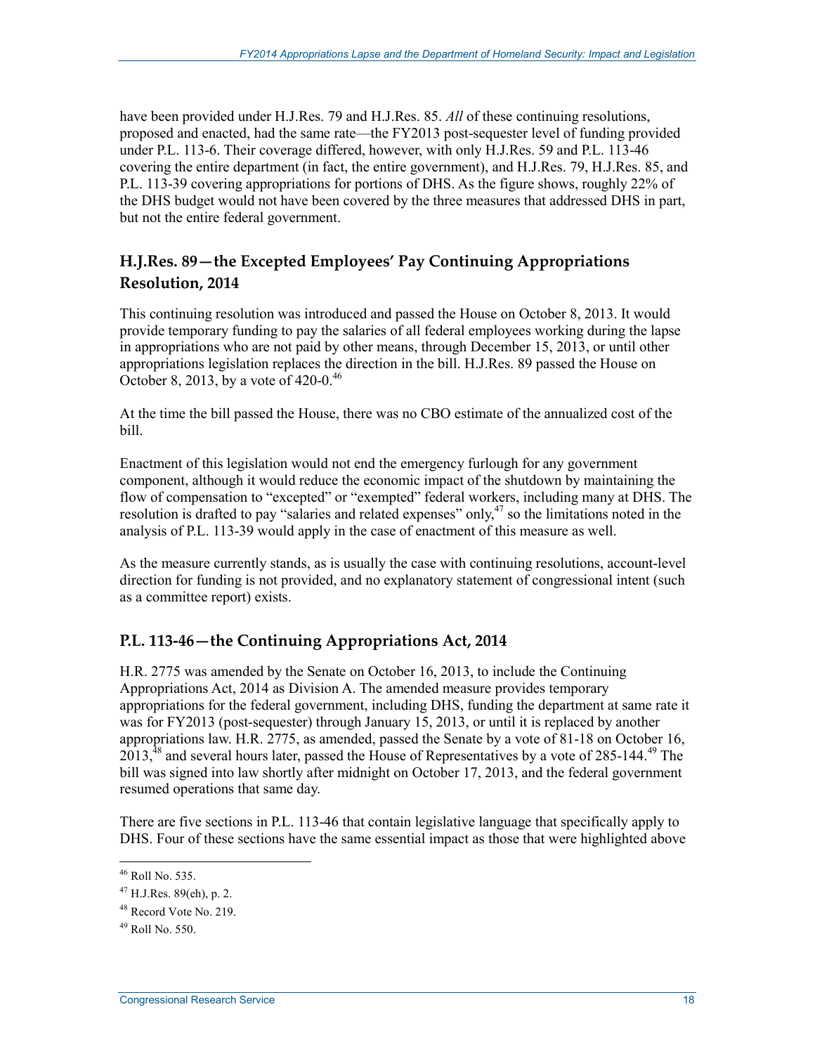have been provided under H.J.Res. 79 and H.J.Res. 85. *All* of these continuing resolutions, proposed and enacted, had the same rate—the FY2013 post-sequester level of funding provided under P.L. 113-6. Their coverage differed, however, with only H.J.Res. 59 and P.L. 113-46 covering the entire department (in fact, the entire government), and H.J.Res. 79, H.J.Res. 85, and P.L. 113-39 covering appropriations for portions of DHS. As the figure shows, roughly 22% of the DHS budget would not have been covered by the three measures that addressed DHS in part, but not the entire federal government.

## H.J.Res. 89—the Excepted Employees' Pay Continuing Appropriations Resolution, 2014

This continuing resolution was introduced and passed the House on October 8, 2013. It would provide temporary funding to pay the salaries of all federal employees working during the lapse in appropriations who are not paid by other means, through December 15, 2013, or until other appropriations legislation replaces the direction in the bill. H.J.Res. 89 passed the House on October 8, 2013, by a vote of 420-0.[46]

At the time the bill passed the House, there was no CBO estimate of the annualized cost of the bill.

Enactment of this legislation would not end the emergency furlough for any government component, although it would reduce the economic impact of the shutdown by maintaining the flow of compensation to "excepted" or "exempted" federal workers, including many at DHS. The resolution is drafted to pay "salaries and related expenses" only,[47] so the limitations noted in the analysis of P.L. 113-39 would apply in the case of enactment of this measure as well.

As the measure currently stands, as is usually the case with continuing resolutions, account-level direction for funding is not provided, and no explanatory statement of congressional intent (such as a committee report) exists.

## P.L. 113-46—the Continuing Appropriations Act, 2014

H.R. 2775 was amended by the Senate on October 16, 2013, to include the Continuing Appropriations Act, 2014 as Division A. The amended measure provides temporary appropriations for the federal government, including DHS, funding the department at same rate it was for FY2013 (post-sequester) through January 15, 2013, or until it is replaced by another appropriations law. H.R. 2775, as amended, passed the Senate by a vote of 81-18 on October 16, 2013,[48] and several hours later, passed the House of Representatives by a vote of 285-144.[49] The bill was signed into law shortly after midnight on October 17, 2013, and the federal government resumed operations that same day.

There are five sections in P.L. 113-46 that contain legislative language that specifically apply to DHS. Four of these sections have the same essential impact as those that were highlighted above

---

[46] Roll No. 535.

[47] H.J.Res. 89(eh), p. 2.

[48] Record Vote No. 219.

[49] Roll No. 550.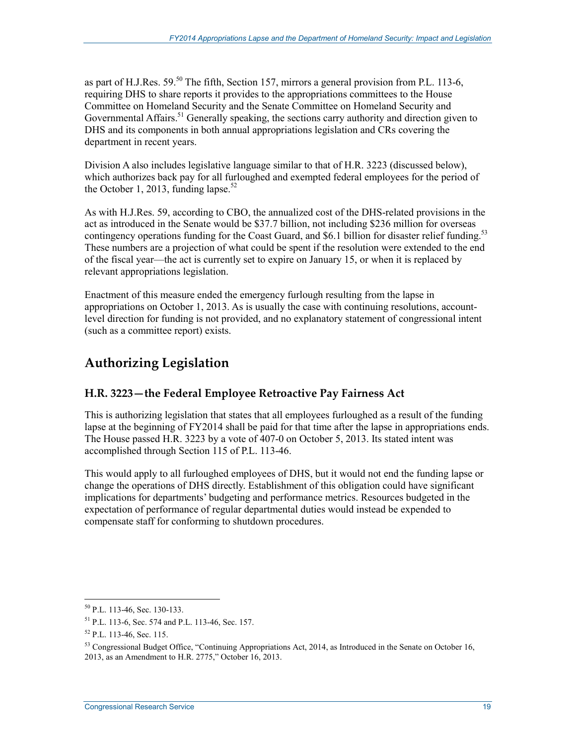as part of H.J.Res. 59.[50] The fifth, Section 157, mirrors a general provision from P.L. 113-6, requiring DHS to share reports it provides to the appropriations committees to the House Committee on Homeland Security and the Senate Committee on Homeland Security and Governmental Affairs.[51] Generally speaking, the sections carry authority and direction given to DHS and its components in both annual appropriations legislation and CRs covering the department in recent years.

Division A also includes legislative language similar to that of H.R. 3223 (discussed below), which authorizes back pay for all furloughed and exempted federal employees for the period of the October 1, 2013, funding lapse.[52]

As with H.J.Res. 59, according to CBO, the annualized cost of the DHS-related provisions in the act as introduced in the Senate would be $37.7 billion, not including $236 million for overseas contingency operations funding for the Coast Guard, and $6.1 billion for disaster relief funding.[53] These numbers are a projection of what could be spent if the resolution were extended to the end of the fiscal year—the act is currently set to expire on January 15, or when it is replaced by relevant appropriations legislation.

Enactment of this measure ended the emergency furlough resulting from the lapse in appropriations on October 1, 2013. As is usually the case with continuing resolutions, account-level direction for funding is not provided, and no explanatory statement of congressional intent (such as a committee report) exists.

## Authorizing Legislation

### H.R. 3223—the Federal Employee Retroactive Pay Fairness Act

This is authorizing legislation that states that all employees furloughed as a result of the funding lapse at the beginning of FY2014 shall be paid for that time after the lapse in appropriations ends. The House passed H.R. 3223 by a vote of 407-0 on October 5, 2013. Its stated intent was accomplished through Section 115 of P.L. 113-46.

This would apply to all furloughed employees of DHS, but it would not end the funding lapse or change the operations of DHS directly. Establishment of this obligation could have significant implications for departments' budgeting and performance metrics. Resources budgeted in the expectation of performance of regular departmental duties would instead be expended to compensate staff for conforming to shutdown procedures.

---

[50] P.L. 113-46, Sec. 130-133.

[51] P.L. 113-6, Sec. 574 and P.L. 113-46, Sec. 157.

[52] P.L. 113-46, Sec. 115.

[53] Congressional Budget Office, "Continuing Appropriations Act, 2014, as Introduced in the Senate on October 16, 2013, as an Amendment to H.R. 2775," October 16, 2013.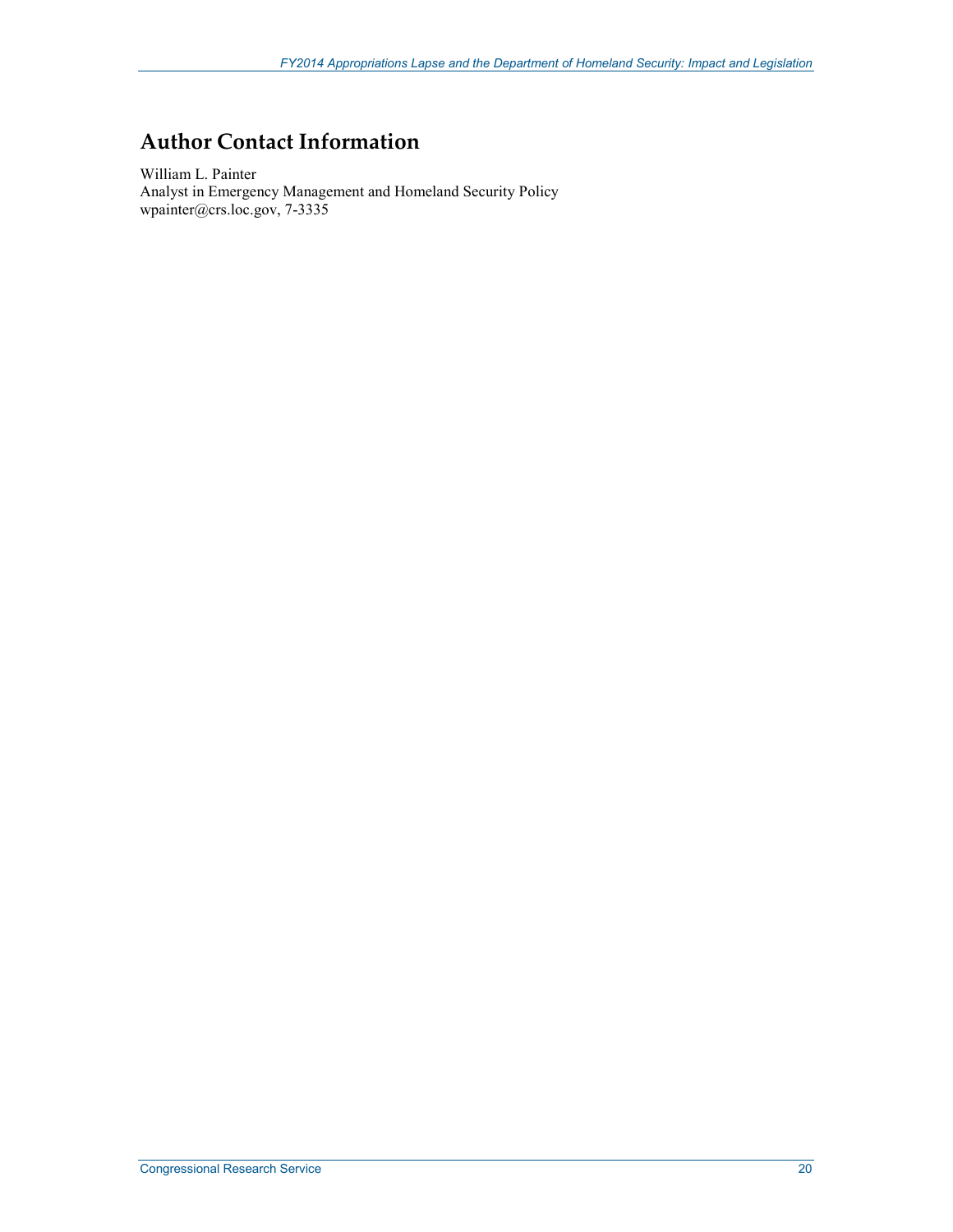## Author Contact Information

William L. Painter
Analyst in Emergency Management and Homeland Security Policy
wpainter@crs.loc.gov, 7-3335